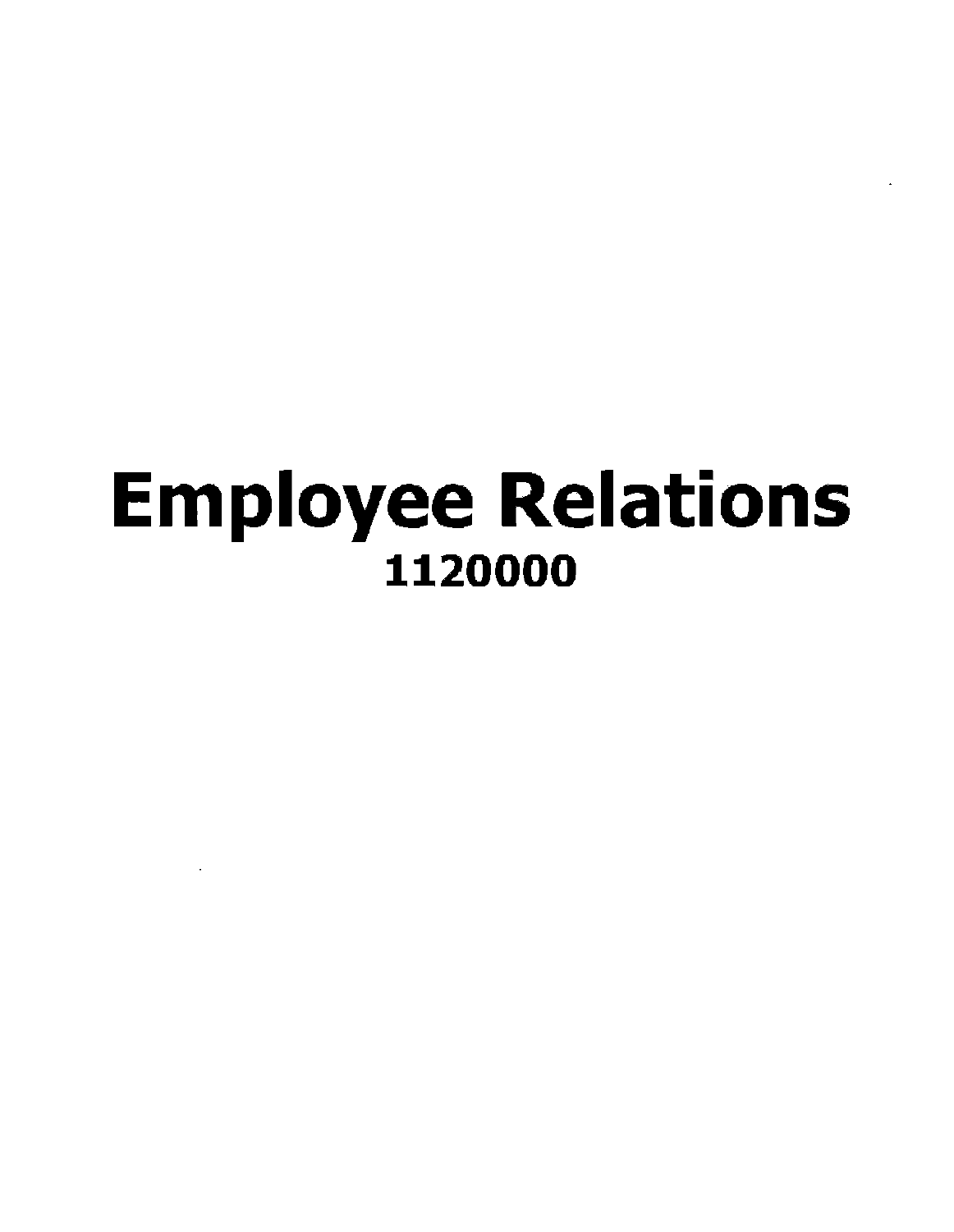# Employee Relations

**1120000**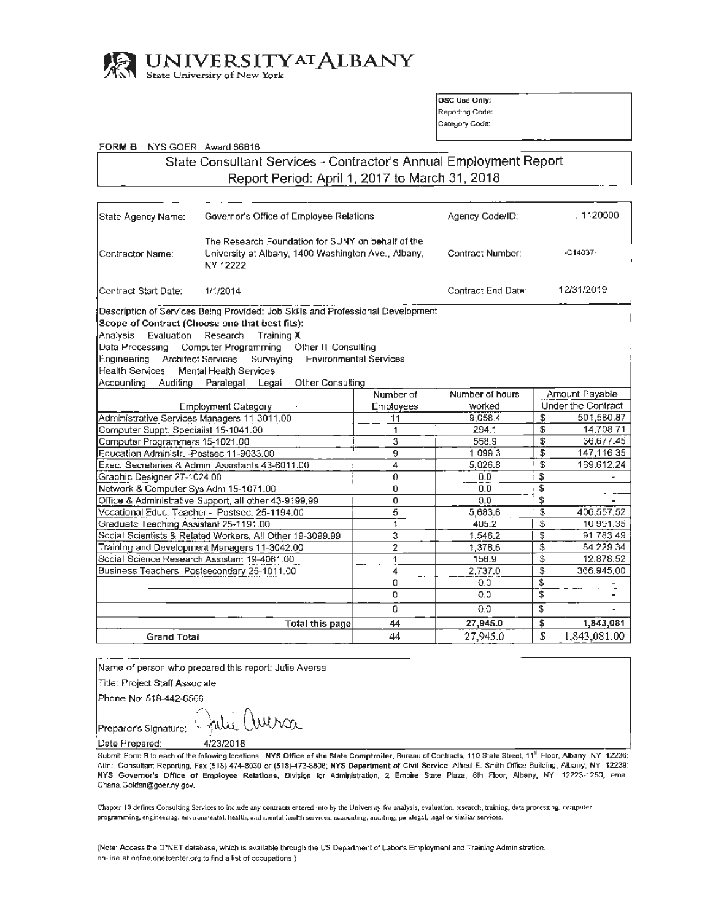**UNIVERSITY AT ALBANY**
State University of New York

| OSC Use Only: |
|---|
| Reporting Code: |
| Category Code: |

**FORM B** NYS GOER Award 66816

## State Consultant Services - Contractor's Annual Employment Report

### Report Period: April 1, 2017 to March 31, 2018

| | | | |
|---|---|---|---|
| State Agency Name: | Governor's Office of Employee Relations | Agency Code/ID: | 1120000 |
| Contractor Name: | The Research Foundation for SUNY on behalf of the University at Albany, 1400 Washington Ave., Albany, NY 12222 | Contract Number: | C14037 |
| Contract Start Date: | 1/1/2014 | Contract End Date: | 12/31/2019 |

Description of Services Being Provided: Job Skills and Professional Development

**Scope of Contract (Choose one that best fits):**

Analysis Evaluation Research Training **X**
Data Processing Computer Programming Other IT Consulting
Engineering Architect Services Surveying Environmental Services
Health Services Mental Health Services
Accounting Auditing Paralegal Legal Other Consulting

| Employment Category | Number of Employees | Number of hours worked | Amount Payable Under the Contract |
|---|---|---|---|
| Administrative Services Managers 11-3011.00 | 11 | 9,058.4 | $ 501,580.87 |
| Computer Suppt. Specialist 15-1041.00 | 1 | 294.1 | $ 14,708.71 |
| Computer Programmers 15-1021.00 | 3 | 558.9 | $ 36,677.45 |
| Education Administr. -Postsec 11-9033.00 | 9 | 1,099.3 | $ 147,116.35 |
| Exec. Secretaries & Admin. Assistants 43-6011.00 | 4 | 5,026.8 | $ 169,612.24 |
| Graphic Designer 27-1024.00 | 0 | 0.0 | $ - |
| Network & Computer Sys Adm 15-1071.00 | 0 | 0.0 | $ - |
| Office & Administrative Support, all other 43-9199.99 | 0 | 0.0 | $ - |
| Vocational Educ. Teacher - Postsec. 25-1194.00 | 5 | 5,683.6 | $ 406,557.52 |
| Graduate Teaching Assistant 25-1191.00 | 1 | 405.2 | $ 10,991.35 |
| Social Scientists & Related Workers, All Other 19-3099.99 | 3 | 1,546.2 | $ 91,783.49 |
| Training and Development Managers 11-3042.00 | 2 | 1,378.6 | $ 84,229.34 |
| Social Science Research Assistant 19-4061.00 | 1 | 156.9 | $ 12,878.52 |
| Business Teachers, Postsecondary 25-1011.00 | 4 | 2,737.0 | $ 366,945.00 |
| | 0 | 0.0 | $ - |
| | 0 | 0.0 | $ - |
| | 0 | 0.0 | $ - |
| **Total this page** | **44** | **27,945.0** | **$ 1,843,081** |
| **Grand Total** | 44 | 27,945.0 | $ 1,843,081.00 |

Name of person who prepared this report: Julie Aversa

Title: Project Staff Associate

Phone No: 518-442-6566

Preparer's Signature: Julie Aversa

Date Prepared: 4/23/2018

Submit Form B to each of the following locations: **NYS Office of the State Comptroller**, Bureau of Contracts, 110 State Street, 11th Floor, Albany, NY 12236; Attn: Consultant Reporting, Fax (518) 474-8030 or (518)-473-8808; **NYS Department of Civil Service**, Alfred E. Smith Office Building, Albany, NY 12239; **NYS Governor's Office of Employee Relations**, Division for Administration, 2 Empire State Plaza, 8th Floor, Albany, NY 12223-1250, email Chana.Golden@goer.ny.gov.

Chapter 10 defines Consulting Services to include any contracts entered into by the University for analysis, evaluation, research, training, data processing, computer programming, engineering, environmental, health, and mental health services, accounting, auditing, paralegal, legal or similar services.

(Note: Access the O*NET database, which is available through the US Department of Labor's Employment and Training Administration, on-line at online.onetcenter.org to find a list of occupations.)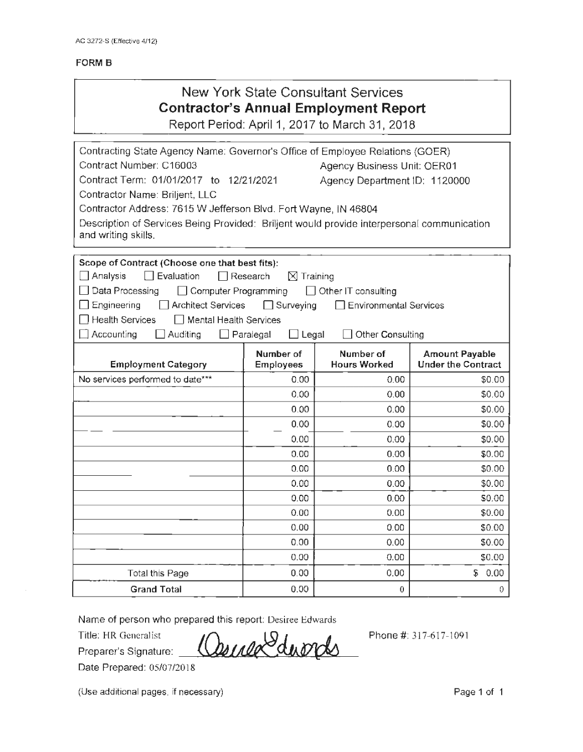AC 3272-S (Effective 4/12)

**FORM B**

# New York State Consultant Services
## Contractor's Annual Employment Report
Report Period: April 1, 2017 to March 31, 2018

Contracting State Agency Name: Governor's Office of Employee Relations (GOER)
Contract Number: C16003 Agency Business Unit: OER01
Contract Term: 01/01/2017 to 12/21/2021 Agency Department ID: 1120000
Contractor Name: Briljent, LLC
Contractor Address: 7615 W Jefferson Blvd. Fort Wayne, IN 46804
Description of Services Being Provided: Briljent would provide interpersonal communication and writing skills.

**Scope of Contract (Choose one that best fits):**
☐ Analysis ☐ Evaluation ☐ Research ☒ Training
☐ Data Processing ☐ Computer Programming ☐ Other IT consulting
☐ Engineering ☐ Architect Services ☐ Surveying ☐ Environmental Services
☐ Health Services ☐ Mental Health Services
☐ Accounting ☐ Auditing ☐ Paralegal ☐ Legal ☐ Other Consulting

| Employment Category | Number of Employees | Number of Hours Worked | Amount Payable Under the Contract |
|---|---|---|---|
| No services performed to date*** | 0.00 | 0.00 | $0.00 |
| | 0.00 | 0.00 | $0.00 |
| | 0.00 | 0.00 | $0.00 |
| | 0.00 | 0.00 | $0.00 |
| | 0.00 | 0.00 | $0.00 |
| | 0.00 | 0.00 | $0.00 |
| | 0.00 | 0.00 | $0.00 |
| | 0.00 | 0.00 | $0.00 |
| | 0.00 | 0.00 | $0.00 |
| | 0.00 | 0.00 | $0.00 |
| | 0.00 | 0.00 | $0.00 |
| | 0.00 | 0.00 | $0.00 |
| | 0.00 | 0.00 | $0.00 |
| Total this Page | 0.00 | 0.00 | $ 0.00 |
| **Grand Total** | 0.00 | 0 | 0 |

Name of person who prepared this report: Desiree Edwards
Title: HR Generalist
Preparer's Signature: Desiree Edwards
Phone #: 317-617-1091
Date Prepared: 05/07/2018

(Use additional pages, if necessary)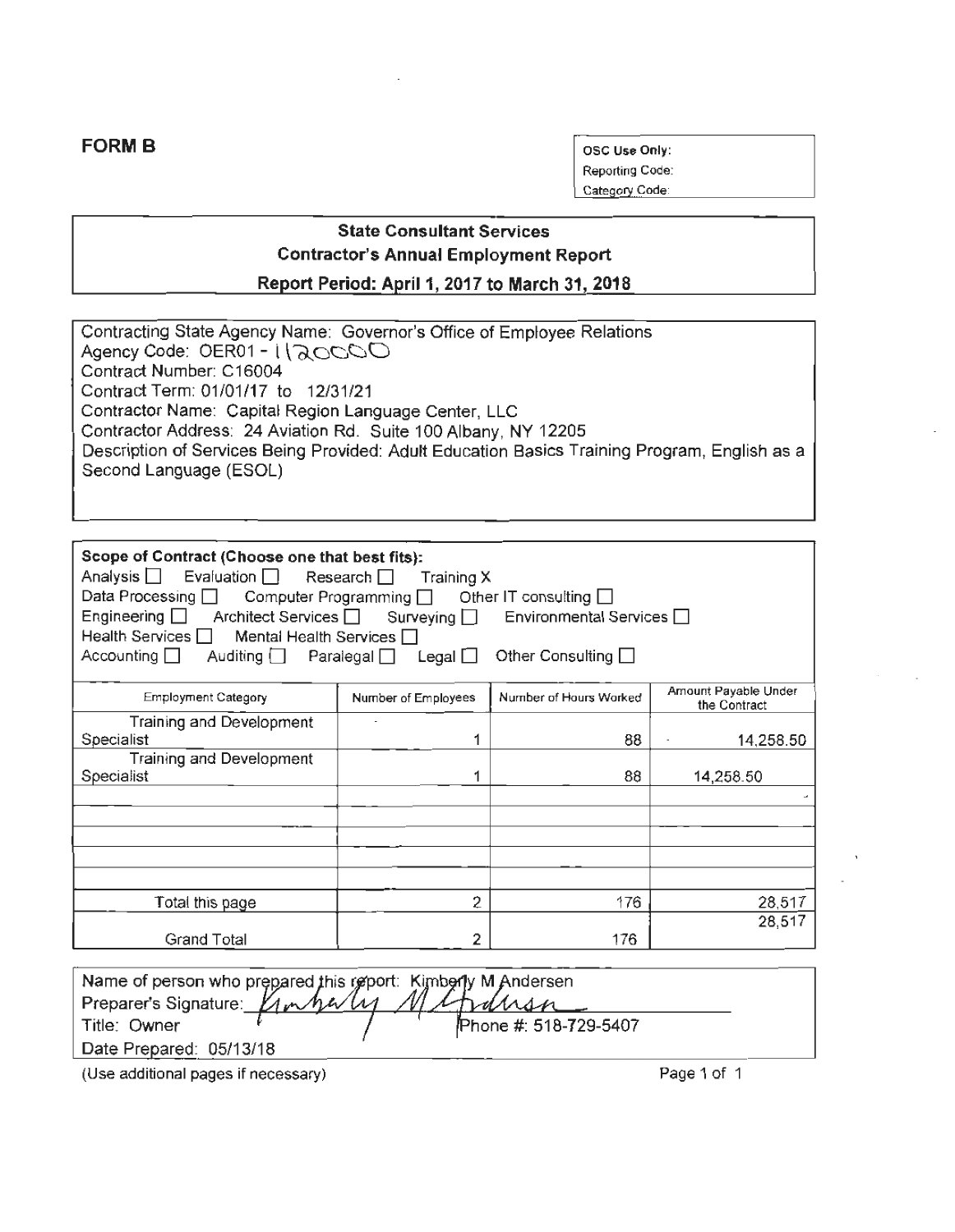**FORM B**

| OSC Use Only: |
|---|
| Reporting Code: |
| Category Code: |

**State Consultant Services**
**Contractor's Annual Employment Report**
**Report Period: April 1, 2017 to March 31, 2018**

Contracting State Agency Name: Governor's Office of Employee Relations
Agency Code: OER01 - 1120000
Contract Number: C16004
Contract Term: 01/01/17 to 12/31/21
Contractor Name: Capital Region Language Center, LLC
Contractor Address: 24 Aviation Rd. Suite 100 Albany, NY 12205
Description of Services Being Provided: Adult Education Basics Training Program, English as a Second Language (ESOL)

**Scope of Contract (Choose one that best fits):**
Analysis ☐ Evaluation ☐ Research ☐ Training X
Data Processing ☐ Computer Programming ☐ Other IT consulting ☐
Engineering ☐ Architect Services ☐ Surveying ☐ Environmental Services ☐
Health Services ☐ Mental Health Services ☐
Accounting ☐ Auditing ☐ Paralegal ☐ Legal ☐ Other Consulting ☐

| Employment Category | Number of Employees | Number of Hours Worked | Amount Payable Under the Contract |
|---|---|---|---|
| Training and Development Specialist | 1 | 88 | 14,258.50 |
| Training and Development Specialist | 1 | 88 | 14,258.50 |
| | | | |
| | | | |
| | | | |
| | | | |
| | | | |
| Total this page | 2 | 176 | 28,517 |
| Grand Total | 2 | 176 | 28,517 |

Name of person who prepared this report: Kimberly M Andersen
Preparer's Signature: Kimberly M Andersen
Title: Owner Phone #: 518-729-5407
Date Prepared: 05/13/18

(Use additional pages if necessary)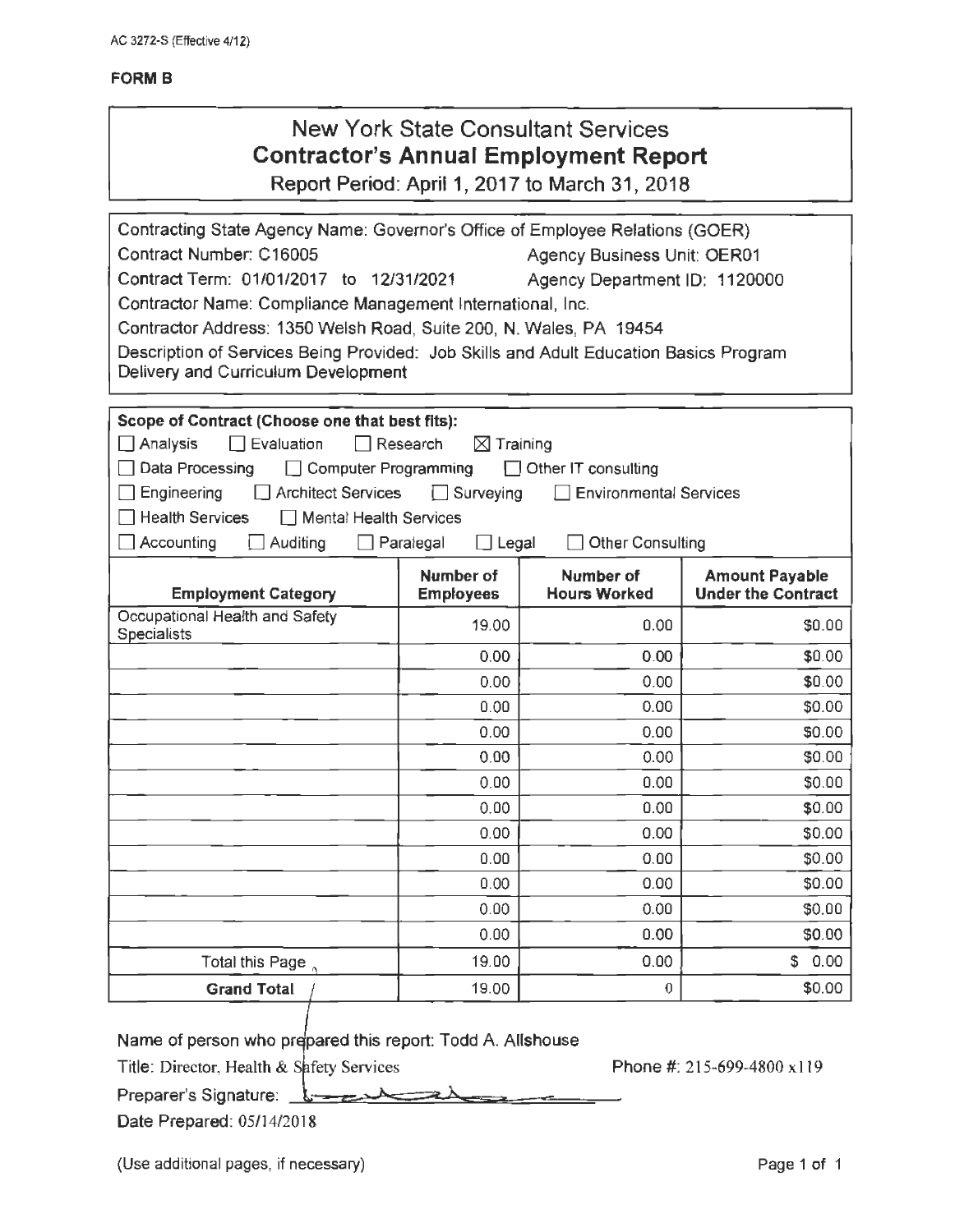AC 3272-S (Effective 4/12)

**FORM B**

# New York State Consultant Services
## Contractor's Annual Employment Report
Report Period: April 1, 2017 to March 31, 2018

Contracting State Agency Name: Governor's Office of Employee Relations (GOER)
Contract Number: C16005 Agency Business Unit: OER01
Contract Term: 01/01/2017 to 12/31/2021 Agency Department ID: 1120000
Contractor Name: Compliance Management International, Inc.
Contractor Address: 1350 Welsh Road, Suite 200, N. Wales, PA 19454
Description of Services Being Provided: Job Skills and Adult Education Basics Program Delivery and Curriculum Development

**Scope of Contract (Choose one that best fits):**

☐ Analysis ☐ Evaluation ☐ Research ☒ Training
☐ Data Processing ☐ Computer Programming ☐ Other IT consulting
☐ Engineering ☐ Architect Services ☐ Surveying ☐ Environmental Services
☐ Health Services ☐ Mental Health Services
☐ Accounting ☐ Auditing ☐ Paralegal ☐ Legal ☐ Other Consulting

| Employment Category | Number of Employees | Number of Hours Worked | Amount Payable Under the Contract |
|---|---|---|---|
| Occupational Health and Safety Specialists | 19.00 | 0.00 | $0.00 |
| | 0.00 | 0.00 | $0.00 |
| | 0.00 | 0.00 | $0.00 |
| | 0.00 | 0.00 | $0.00 |
| | 0.00 | 0.00 | $0.00 |
| | 0.00 | 0.00 | $0.00 |
| | 0.00 | 0.00 | $0.00 |
| | 0.00 | 0.00 | $0.00 |
| | 0.00 | 0.00 | $0.00 |
| | 0.00 | 0.00 | $0.00 |
| | 0.00 | 0.00 | $0.00 |
| | 0.00 | 0.00 | $0.00 |
| | 0.00 | 0.00 | $0.00 |
| Total this Page | 19.00 | 0.00 | $ 0.00 |
| **Grand Total** | 19.00 | 0 | $0.00 |

Name of person who prepared this report: Todd A. Allshouse
Title: Director, Health & Safety Services Phone #: 215-699-4800 x119
Preparer's Signature: [signature]
Date Prepared: 05/14/2018

(Use additional pages, if necessary)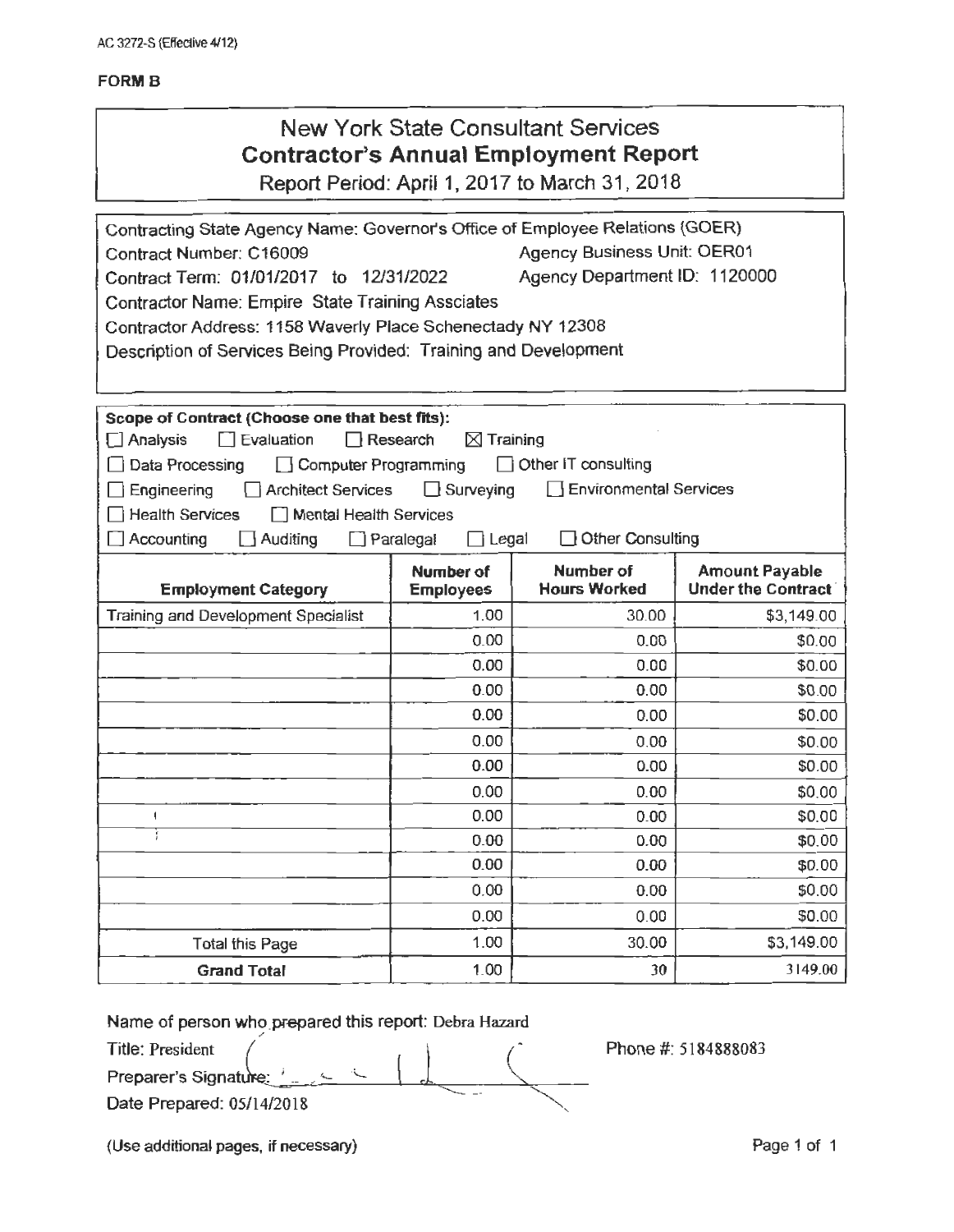AC 3272-S (Effective 4/12)

**FORM B**

# New York State Consultant Services
## Contractor's Annual Employment Report
Report Period: April 1, 2017 to March 31, 2018

Contracting State Agency Name: Governor's Office of Employee Relations (GOER)
Contract Number: C16009 Agency Business Unit: OER01
Contract Term: 01/01/2017 to 12/31/2022 Agency Department ID: 1120000
Contractor Name: Empire State Training Assciates
Contractor Address: 1158 Waverly Place Schenectady NY 12308
Description of Services Being Provided: Training and Development

**Scope of Contract (Choose one that best fits):**

☐ Analysis ☐ Evaluation ☐ Research ☒ Training
☐ Data Processing ☐ Computer Programming ☐ Other IT consulting
☐ Engineering ☐ Architect Services ☐ Surveying ☐ Environmental Services
☐ Health Services ☐ Mental Health Services
☐ Accounting ☐ Auditing ☐ Paralegal ☐ Legal ☐ Other Consulting

| Employment Category | Number of Employees | Number of Hours Worked | Amount Payable Under the Contract |
|---|---|---|---|
| Training and Development Specialist | 1.00 | 30.00 | $3,149.00 |
| | 0.00 | 0.00 | $0.00 |
| | 0.00 | 0.00 | $0.00 |
| | 0.00 | 0.00 | $0.00 |
| | 0.00 | 0.00 | $0.00 |
| | 0.00 | 0.00 | $0.00 |
| | 0.00 | 0.00 | $0.00 |
| | 0.00 | 0.00 | $0.00 |
| | 0.00 | 0.00 | $0.00 |
| | 0.00 | 0.00 | $0.00 |
| | 0.00 | 0.00 | $0.00 |
| | 0.00 | 0.00 | $0.00 |
| | 0.00 | 0.00 | $0.00 |
| Total this Page | 1.00 | 30.00 | $3,149.00 |
| **Grand Total** | 1.00 | 30 | 3149.00 |

Name of person who prepared this report: Debra Hazard
Title: President Phone #: 5184888083
Preparer's Signature:
Date Prepared: 05/14/2018

(Use additional pages, if necessary)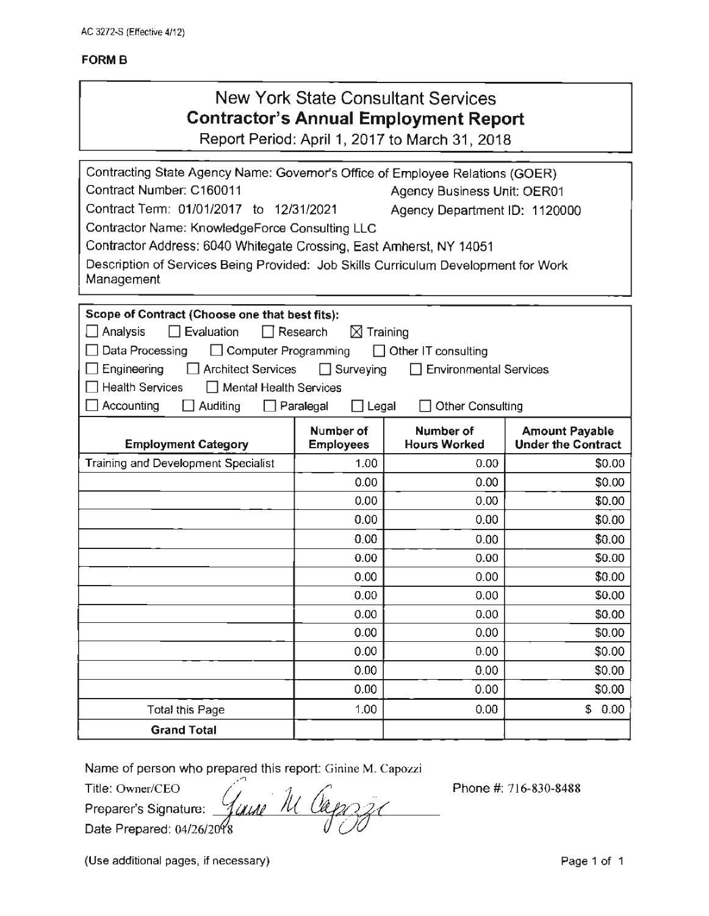AC 3272-S (Effective 4/12)

**FORM B**

# New York State Consultant Services
## Contractor's Annual Employment Report

Report Period: April 1, 2017 to March 31, 2018

Contracting State Agency Name: Governor's Office of Employee Relations (GOER)

Contract Number: C160011 Agency Business Unit: OER01

Contract Term: 01/01/2017 to 12/31/2021 Agency Department ID: 1120000

Contractor Name: KnowledgeForce Consulting LLC

Contractor Address: 6040 Whitegate Crossing, East Amherst, NY 14051

Description of Services Being Provided: Job Skills Curriculum Development for Work Management

**Scope of Contract (Choose one that best fits):**

☐ Analysis ☐ Evaluation ☐ Research ☒ Training

☐ Data Processing ☐ Computer Programming ☐ Other IT consulting

☐ Engineering ☐ Architect Services ☐ Surveying ☐ Environmental Services

☐ Health Services ☐ Mental Health Services

☐ Accounting ☐ Auditing ☐ Paralegal ☐ Legal ☐ Other Consulting

| Employment Category | Number of Employees | Number of Hours Worked | Amount Payable Under the Contract |
|---|---|---|---|
| Training and Development Specialist | 1.00 | 0.00 | $0.00 |
| | 0.00 | 0.00 | $0.00 |
| | 0.00 | 0.00 | $0.00 |
| | 0.00 | 0.00 | $0.00 |
| | 0.00 | 0.00 | $0.00 |
| | 0.00 | 0.00 | $0.00 |
| | 0.00 | 0.00 | $0.00 |
| | 0.00 | 0.00 | $0.00 |
| | 0.00 | 0.00 | $0.00 |
| | 0.00 | 0.00 | $0.00 |
| | 0.00 | 0.00 | $0.00 |
| | 0.00 | 0.00 | $0.00 |
| | 0.00 | 0.00 | $0.00 |
| Total this Page | 1.00 | 0.00 | $ 0.00 |
| **Grand Total** | | | |

Name of person who prepared this report: Ginine M. Capozzi

Title: Owner/CEO

Preparer's Signature: Ginine M Capozzi

Date Prepared: 04/26/2018

Phone #: 716-830-8488

(Use additional pages, if necessary)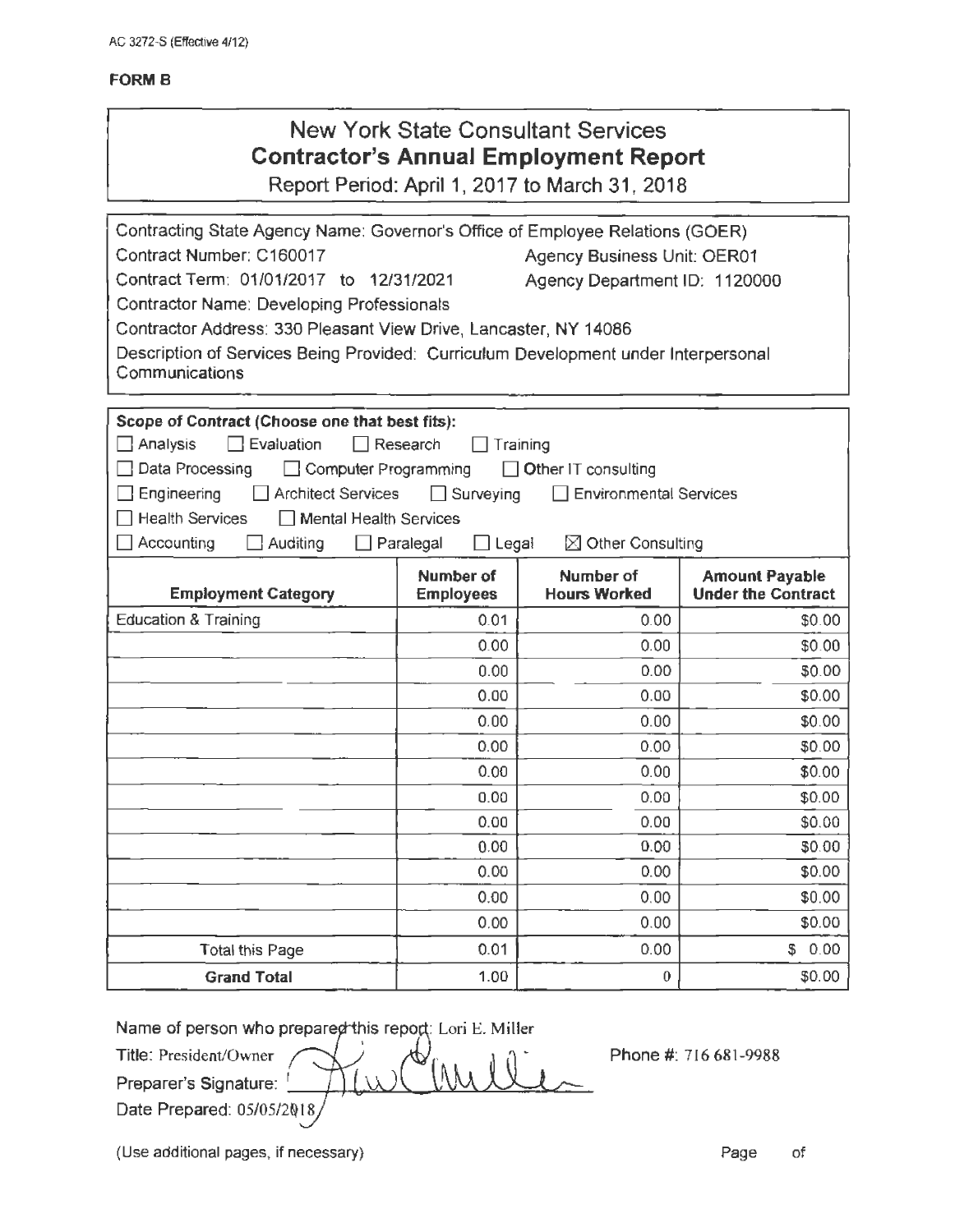AC 3272-S (Effective 4/12)

**FORM B**

# New York State Consultant Services
## Contractor's Annual Employment Report
Report Period: April 1, 2017 to March 31, 2018

Contracting State Agency Name: Governor's Office of Employee Relations (GOER)
Contract Number: C160017 Agency Business Unit: OER01
Contract Term: 01/01/2017 to 12/31/2021 Agency Department ID: 1120000
Contractor Name: Developing Professionals
Contractor Address: 330 Pleasant View Drive, Lancaster, NY 14086
Description of Services Being Provided: Curriculum Development under Interpersonal Communications

**Scope of Contract (Choose one that best fits):**
☐ Analysis ☐ Evaluation ☐ Research ☐ Training
☐ Data Processing ☐ Computer Programming ☐ Other IT consulting
☐ Engineering ☐ Architect Services ☐ Surveying ☐ Environmental Services
☐ Health Services ☐ Mental Health Services
☐ Accounting ☐ Auditing ☐ Paralegal ☐ Legal ☒ Other Consulting

| Employment Category | Number of Employees | Number of Hours Worked | Amount Payable Under the Contract |
|---|---|---|---|
| Education & Training | 0.01 | 0.00 | $0.00 |
| | 0.00 | 0.00 | $0.00 |
| | 0.00 | 0.00 | $0.00 |
| | 0.00 | 0.00 | $0.00 |
| | 0.00 | 0.00 | $0.00 |
| | 0.00 | 0.00 | $0.00 |
| | 0.00 | 0.00 | $0.00 |
| | 0.00 | 0.00 | $0.00 |
| | 0.00 | 0.00 | $0.00 |
| | 0.00 | 0.00 | $0.00 |
| | 0.00 | 0.00 | $0.00 |
| | 0.00 | 0.00 | $0.00 |
| | 0.00 | 0.00 | $0.00 |
| Total this Page | 0.01 | 0.00 | $ 0.00 |
| **Grand Total** | 1.00 | 0 | $0.00 |

Name of person who prepared this report: Lori E. Miller
Title: President/Owner Phone #: 716 681-9988
Preparer's Signature:
Date Prepared: 05/05/2018

(Use additional pages, if necessary) Page of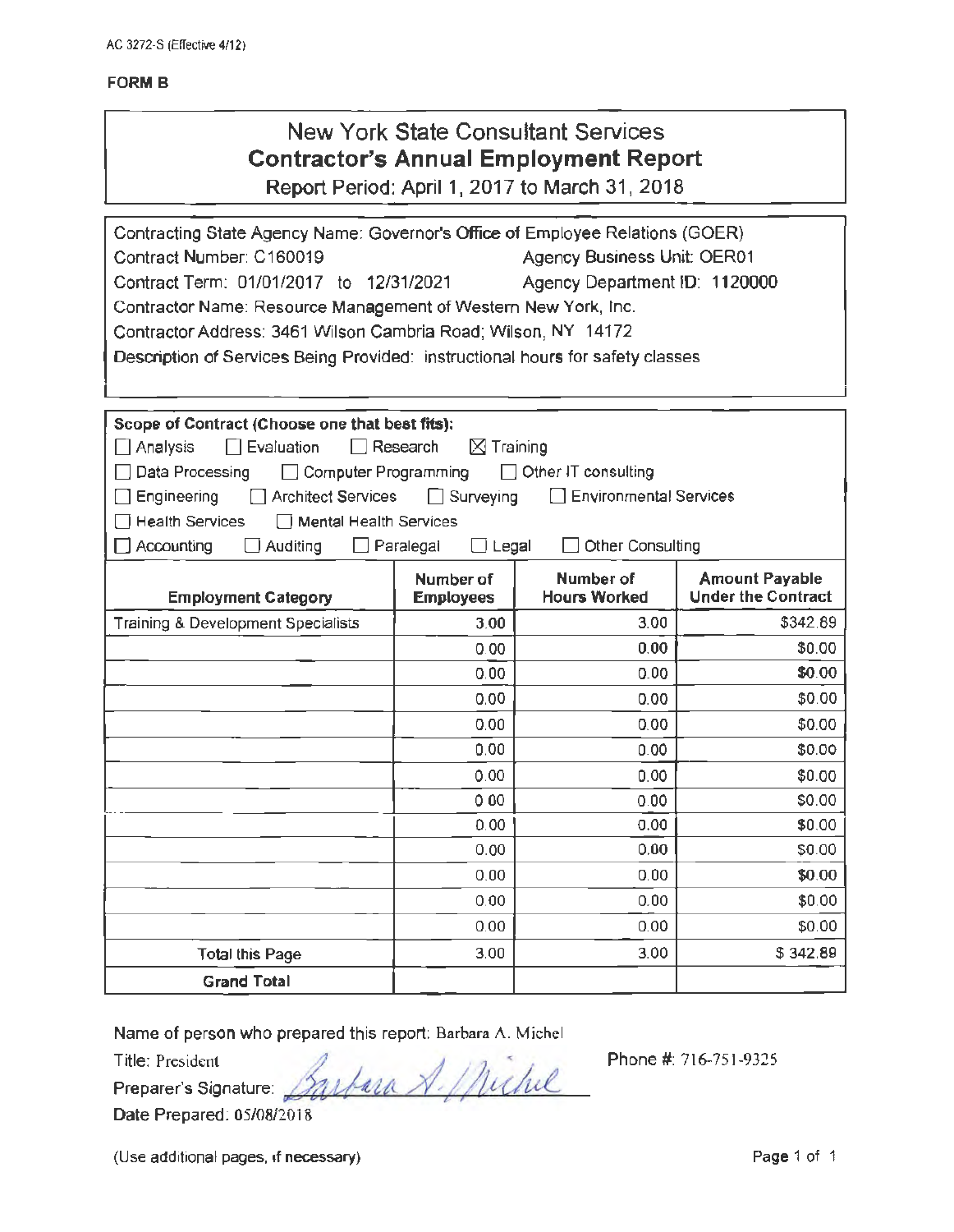AC 3272-S (Effective 4/12)

**FORM B**

# New York State Consultant Services
## Contractor's Annual Employment Report
Report Period: April 1, 2017 to March 31, 2018

Contracting State Agency Name: Governor's Office of Employee Relations (GOER)
Contract Number: C160019 Agency Business Unit: OER01
Contract Term: 01/01/2017 to 12/31/2021 Agency Department ID: 1120000
Contractor Name: Resource Management of Western New York, Inc.
Contractor Address: 3461 Wilson Cambria Road; Wilson, NY 14172
Description of Services Being Provided: instructional hours for safety classes

**Scope of Contract (Choose one that best fits):**

☐ Analysis ☐ Evaluation ☐ Research ☒ Training
☐ Data Processing ☐ Computer Programming ☐ Other IT consulting
☐ Engineering ☐ Architect Services ☐ Surveying ☐ Environmental Services
☐ Health Services ☐ Mental Health Services
☐ Accounting ☐ Auditing ☐ Paralegal ☐ Legal ☐ Other Consulting

| Employment Category | Number of Employees | Number of Hours Worked | Amount Payable Under the Contract |
|---|---|---|---|
| Training & Development Specialists | 3.00 | 3.00 | $342.89 |
| | 0.00 | 0.00 | $0.00 |
| | 0.00 | 0.00 | $0.00 |
| | 0.00 | 0.00 | $0.00 |
| | 0.00 | 0.00 | $0.00 |
| | 0.00 | 0.00 | $0.00 |
| | 0.00 | 0.00 | $0.00 |
| | 0.00 | 0.00 | $0.00 |
| | 0.00 | 0.00 | $0.00 |
| | 0.00 | 0.00 | $0.00 |
| | 0.00 | 0.00 | $0.00 |
| | 0.00 | 0.00 | $0.00 |
| | 0.00 | 0.00 | $0.00 |
| Total this Page | 3.00 | 3.00 | $ 342.89 |
| Grand Total | | | |

Name of person who prepared this report: Barbara A. Michel
Title: President
Preparer's Signature: Barbara A. Michel
Phone #: 716-751-9325
Date Prepared: 05/08/2018

(Use additional pages, if necessary)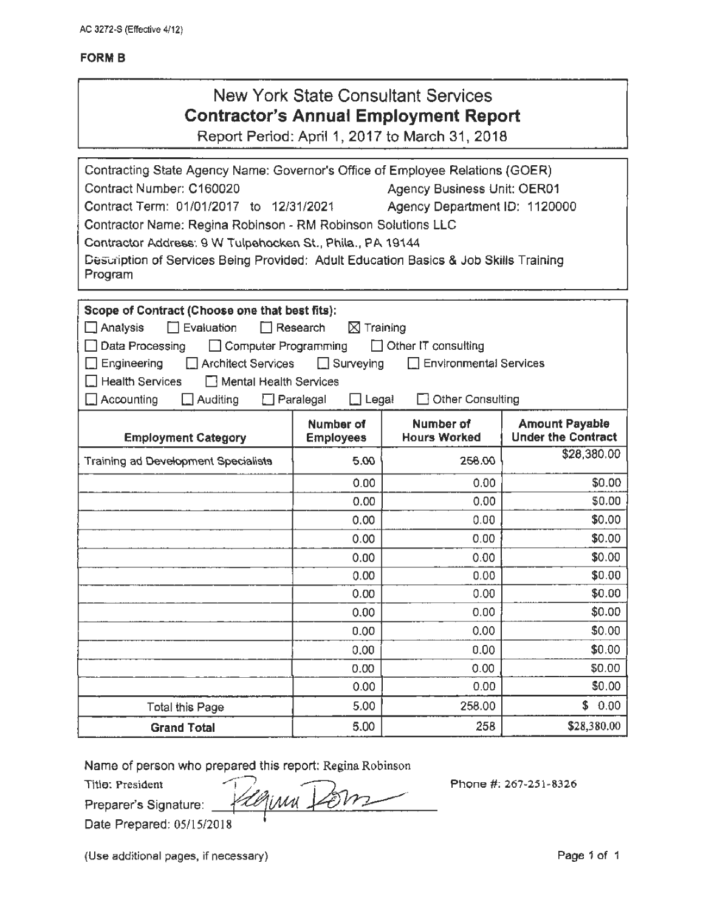AC 3272-S (Effective 4/12)

**FORM B**

# New York State Consultant Services
## Contractor's Annual Employment Report

Report Period: April 1, 2017 to March 31, 2018

Contracting State Agency Name: Governor's Office of Employee Relations (GOER)
Contract Number: C160020 Agency Business Unit: OER01
Contract Term: 01/01/2017 to 12/31/2021 Agency Department ID: 1120000
Contractor Name: Regina Robinson - RM Robinson Solutions LLC
Contractor Address: 9 W Tulpehocken St., Phila., PA 19144
Description of Services Being Provided: Adult Education Basics & Job Skills Training Program

**Scope of Contract (Choose one that best fits):**

☐ Analysis ☐ Evaluation ☐ Research ☒ Training
☐ Data Processing ☐ Computer Programming ☐ Other IT consulting
☐ Engineering ☐ Architect Services ☐ Surveying ☐ Environmental Services
☐ Health Services ☐ Mental Health Services
☐ Accounting ☐ Auditing ☐ Paralegal ☐ Legal ☐ Other Consulting

| Employment Category | Number of Employees | Number of Hours Worked | Amount Payable Under the Contract |
|---|---|---|---|
| Training ad Development Specialists | 5.00 | 258.00 | $28,380.00 |
| | 0.00 | 0.00 | $0.00 |
| | 0.00 | 0.00 | $0.00 |
| | 0.00 | 0.00 | $0.00 |
| | 0.00 | 0.00 | $0.00 |
| | 0.00 | 0.00 | $0.00 |
| | 0.00 | 0.00 | $0.00 |
| | 0.00 | 0.00 | $0.00 |
| | 0.00 | 0.00 | $0.00 |
| | 0.00 | 0.00 | $0.00 |
| | 0.00 | 0.00 | $0.00 |
| | 0.00 | 0.00 | $0.00 |
| | 0.00 | 0.00 | $0.00 |
| Total this Page | 5.00 | 258.00 | $ 0.00 |
| **Grand Total** | 5.00 | 258 | $28,380.00 |

Name of person who prepared this report: Regina Robinson
Title: President
Preparer's Signature: Regina Robinson Phone #: 267-251-8326
Date Prepared: 05/15/2018

(Use additional pages, if necessary)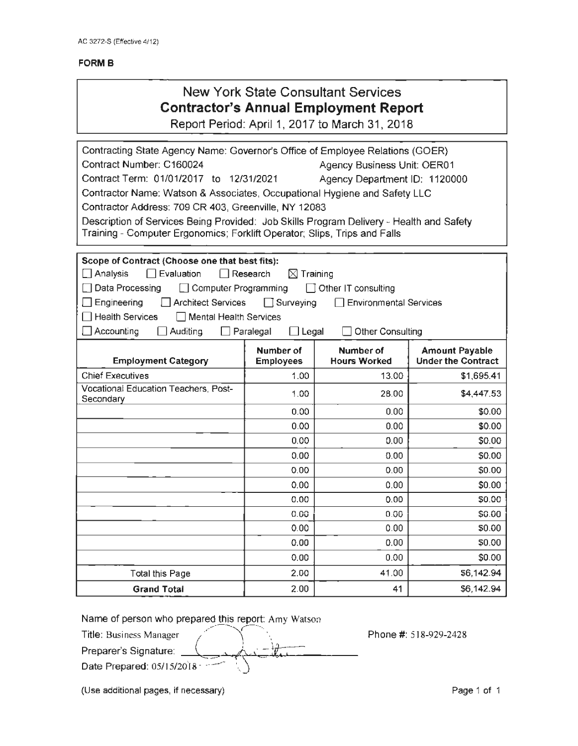AC 3272-S (Effective 4/12)

**FORM B**

# New York State Consultant Services
## Contractor's Annual Employment Report

Report Period: April 1, 2017 to March 31, 2018

Contracting State Agency Name: Governor's Office of Employee Relations (GOER)
Contract Number: C160024 Agency Business Unit: OER01
Contract Term: 01/01/2017 to 12/31/2021 Agency Department ID: 1120000
Contractor Name: Watson & Associates, Occupational Hygiene and Safety LLC
Contractor Address: 709 CR 403, Greenville, NY 12083
Description of Services Being Provided: Job Skills Program Delivery - Health and Safety Training - Computer Ergonomics; Forklift Operator; Slips, Trips and Falls

**Scope of Contract (Choose one that best fits):**

- ☐ Analysis ☐ Evaluation ☐ Research ☒ Training
- ☐ Data Processing ☐ Computer Programming ☐ Other IT consulting
- ☐ Engineering ☐ Architect Services ☐ Surveying ☐ Environmental Services
- ☐ Health Services ☐ Mental Health Services
- ☐ Accounting ☐ Auditing ☐ Paralegal ☐ Legal ☐ Other Consulting

| Employment Category | Number of Employees | Number of Hours Worked | Amount Payable Under the Contract |
|---|---|---|---|
| Chief Executives | 1.00 | 13.00 | $1,695.41 |
| Vocational Education Teachers, Post-Secondary | 1.00 | 28.00 | $4,447.53 |
| | 0.00 | 0.00 | $0.00 |
| | 0.00 | 0.00 | $0.00 |
| | 0.00 | 0.00 | $0.00 |
| | 0.00 | 0.00 | $0.00 |
| | 0.00 | 0.00 | $0.00 |
| | 0.00 | 0.00 | $0.00 |
| | 0.00 | 0.00 | $0.00 |
| | 0.00 | 0.00 | $0.00 |
| | 0.00 | 0.00 | $0.00 |
| | 0.00 | 0.00 | $0.00 |
| | 0.00 | 0.00 | $0.00 |
| Total this Page | 2.00 | 41.00 | $6,142.94 |
| **Grand Total** | 2.00 | 41 | $6,142.94 |

Name of person who prepared this report: Amy Watson
Title: Business Manager Phone #: 518-929-2428
Preparer's Signature: [signature]
Date Prepared: 05/15/2018

(Use additional pages, if necessary)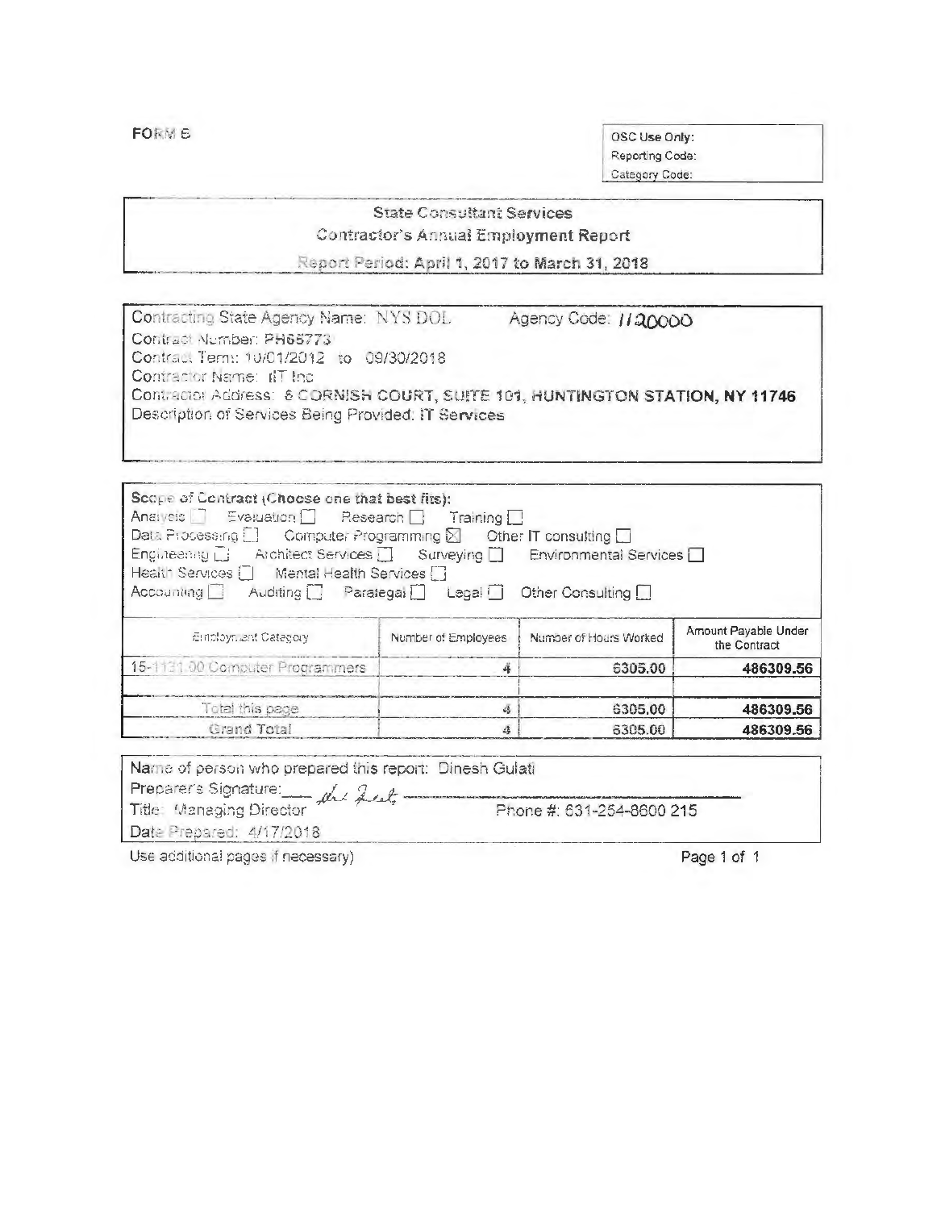FORM B

OSC Use Only:
Reporting Code:
Category Code:

## State Consultant Services
### Contractor's Annual Employment Report
**Report Period: April 1, 2017 to March 31, 2018**

Contracting State Agency Name: NYS DOL    Agency Code: 1120000
Contract Number: PH65773
Contract Term: 10/01/2012 to 09/30/2018
Contractor Name: iiT Inc
Contractor Address: **6 CORNISH COURT, SUITE 101, HUNTINGTON STATION, NY 11746**
Description of Services Being Provided: IT Services

**Scope of Contract (Choose one that best fits):**
Analysis ☐ Evaluation ☐ Research ☐ Training ☐
Data Processing ☐ Computer Programming ☒ Other IT consulting ☐
Engineering ☐ Architect Services ☐ Surveying ☐ Environmental Services ☐
Health Services ☐ Mental Health Services ☐
Accounting ☐ Auditing ☐ Paralegal ☐ Legal ☐ Other Consulting ☐

| Employment Category | Number of Employees | Number of Hours Worked | Amount Payable Under the Contract |
|---|---|---|---|
| 15-1131.00 Computer Programmers | 4 | 6305.00 | **486309.56** |
| | | | |
| Total this page | 4 | 6305.00 | **486309.56** |
| Grand Total | 4 | 6305.00 | **486309.56** |

Name of person who prepared this report: Dinesh Gulati
Preparer's Signature: ____ *[signature]* ____
Title: Managing Director    Phone #: 631-254-8600 215
Date Prepared: 4/17/2018

Use additional pages if necessary)    Page 1 of 1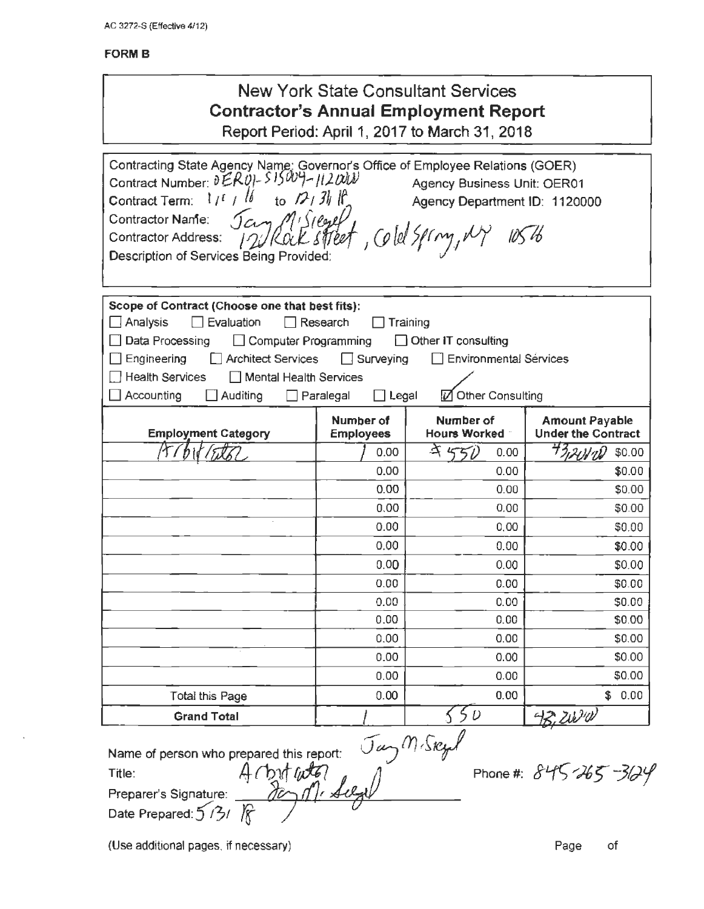AC 3272-S (Effective 4/12)

**FORM B**

# New York State Consultant Services
## Contractor's Annual Employment Report
Report Period: April 1, 2017 to March 31, 2018

Contracting State Agency Name: Governor's Office of Employee Relations (GOER)
Contract Number: OER01-S15004-1120000 Agency Business Unit: OER01
Contract Term: 1/1/16 to 12/31/18 Agency Department ID: 1120000
Contractor Name: Jay M. Siegel
Contractor Address: 120 Rock Street, Cold Spring, NY 10516
Description of Services Being Provided:

**Scope of Contract (Choose one that best fits):**

- ☐ Analysis ☐ Evaluation ☐ Research ☐ Training
- ☐ Data Processing ☐ Computer Programming ☐ Other IT consulting
- ☐ Engineering ☐ Architect Services ☐ Surveying ☐ Environmental Services
- ☐ Health Services ☐ Mental Health Services
- ☐ Accounting ☐ Auditing ☐ Paralegal ☐ Legal ☑ Other Consulting

| Employment Category | Number of Employees | Number of Hours Worked | Amount Payable Under the Contract |
|---|---|---|---|
| Arbitrator | 1 0.00 | ≈ 550 0.00 | 43,200.00 $0.00 |
| | 0.00 | 0.00 | $0.00 |
| | 0.00 | 0.00 | $0.00 |
| | 0.00 | 0.00 | $0.00 |
| | 0.00 | 0.00 | $0.00 |
| | 0.00 | 0.00 | $0.00 |
| | 0.00 | 0.00 | $0.00 |
| | 0.00 | 0.00 | $0.00 |
| | 0.00 | 0.00 | $0.00 |
| | 0.00 | 0.00 | $0.00 |
| | 0.00 | 0.00 | $0.00 |
| | 0.00 | 0.00 | $0.00 |
| | 0.00 | 0.00 | $0.00 |
| Total this Page | 0.00 | 0.00 | $ 0.00 |
| **Grand Total** | 1 | 550 | 43,200.00 |

Name of person who prepared this report: Jay M. Siegel
Title: Arbitrator Phone #: 845-265-3124
Preparer's Signature: Jay M. Siegel
Date Prepared: 5/31/18

(Use additional pages, if necessary) Page of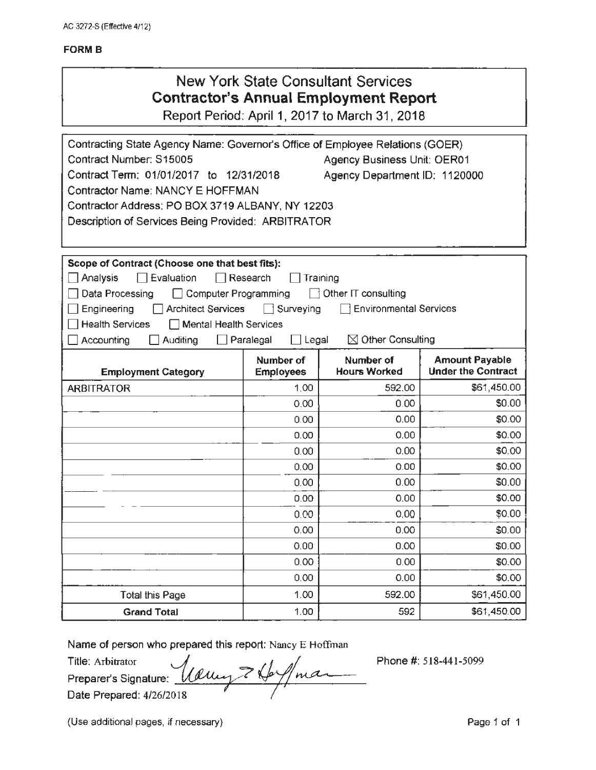AC 3272-S (Effective 4/12)

**FORM B**

# New York State Consultant Services
## Contractor's Annual Employment Report
Report Period: April 1, 2017 to March 31, 2018

Contracting State Agency Name: Governor's Office of Employee Relations (GOER)
Contract Number: S15005 Agency Business Unit: OER01
Contract Term: 01/01/2017 to 12/31/2018 Agency Department ID: 1120000
Contractor Name: NANCY E HOFFMAN
Contractor Address: PO BOX 3719 ALBANY, NY 12203
Description of Services Being Provided: ARBITRATOR

**Scope of Contract (Choose one that best fits):**

☐ Analysis ☐ Evaluation ☐ Research ☐ Training
☐ Data Processing ☐ Computer Programming ☐ Other IT consulting
☐ Engineering ☐ Architect Services ☐ Surveying ☐ Environmental Services
☐ Health Services ☐ Mental Health Services
☐ Accounting ☐ Auditing ☐ Paralegal ☐ Legal ☒ Other Consulting

| Employment Category | Number of Employees | Number of Hours Worked | Amount Payable Under the Contract |
|---|---|---|---|
| ARBITRATOR | 1.00 | 592.00 | $61,450.00 |
| | 0.00 | 0.00 | $0.00 |
| | 0.00 | 0.00 | $0.00 |
| | 0.00 | 0.00 | $0.00 |
| | 0.00 | 0.00 | $0.00 |
| | 0.00 | 0.00 | $0.00 |
| | 0.00 | 0.00 | $0.00 |
| | 0.00 | 0.00 | $0.00 |
| | 0.00 | 0.00 | $0.00 |
| | 0.00 | 0.00 | $0.00 |
| | 0.00 | 0.00 | $0.00 |
| | 0.00 | 0.00 | $0.00 |
| | 0.00 | 0.00 | $0.00 |
| Total this Page | 1.00 | 592.00 | $61,450.00 |
| **Grand Total** | 1.00 | 592 | $61,450.00 |

Name of person who prepared this report: Nancy E Hoffman
Title: Arbitrator Phone #: 518-441-5099
Preparer's Signature: Nancy E Hoffman
Date Prepared: 4/26/2018

(Use additional pages, if necessary)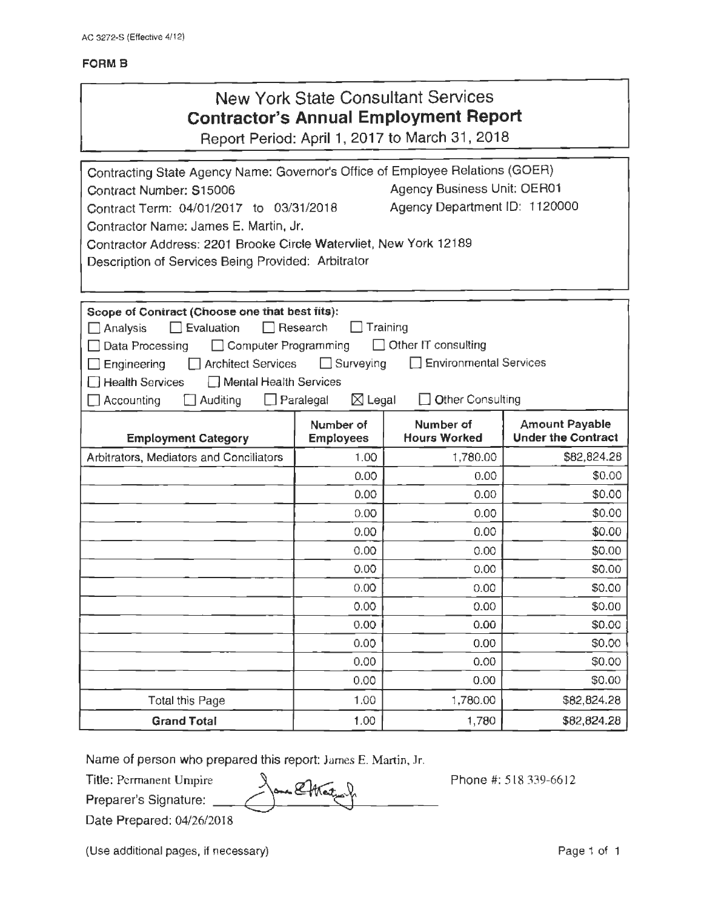AC 3272-S (Effective 4/12)

**FORM B**

## New York State Consultant Services
## Contractor's Annual Employment Report

Report Period: April 1, 2017 to March 31, 2018

Contracting State Agency Name: Governor's Office of Employee Relations (GOER)
Contract Number: S15006 Agency Business Unit: OER01
Contract Term: 04/01/2017 to 03/31/2018 Agency Department ID: 1120000
Contractor Name: James E. Martin, Jr.
Contractor Address: 2201 Brooke Circle Watervliet, New York 12189
Description of Services Being Provided: Arbitrator

**Scope of Contract (Choose one that best fits):**

☐ Analysis ☐ Evaluation ☐ Research ☐ Training
☐ Data Processing ☐ Computer Programming ☐ Other IT consulting
☐ Engineering ☐ Architect Services ☐ Surveying ☐ Environmental Services
☐ Health Services ☐ Mental Health Services
☐ Accounting ☐ Auditing ☐ Paralegal ☒ Legal ☐ Other Consulting

| Employment Category | Number of Employees | Number of Hours Worked | Amount Payable Under the Contract |
|---|---|---|---|
| Arbitrators, Mediators and Conciliators | 1.00 | 1,780.00 | $82,824.28 |
| | 0.00 | 0.00 | $0.00 |
| | 0.00 | 0.00 | $0.00 |
| | 0.00 | 0.00 | $0.00 |
| | 0.00 | 0.00 | $0.00 |
| | 0.00 | 0.00 | $0.00 |
| | 0.00 | 0.00 | $0.00 |
| | 0.00 | 0.00 | $0.00 |
| | 0.00 | 0.00 | $0.00 |
| | 0.00 | 0.00 | $0.00 |
| | 0.00 | 0.00 | $0.00 |
| | 0.00 | 0.00 | $0.00 |
| | 0.00 | 0.00 | $0.00 |
| Total this Page | 1.00 | 1,780.00 | $82,824.28 |
| **Grand Total** | 1.00 | 1,780 | $82,824.28 |

Name of person who prepared this report: James E. Martin, Jr.
Title: Permanent Umpire Phone #: 518 339-6612
Preparer's Signature: James E. Martin, Jr.
Date Prepared: 04/26/2018

(Use additional pages, if necessary)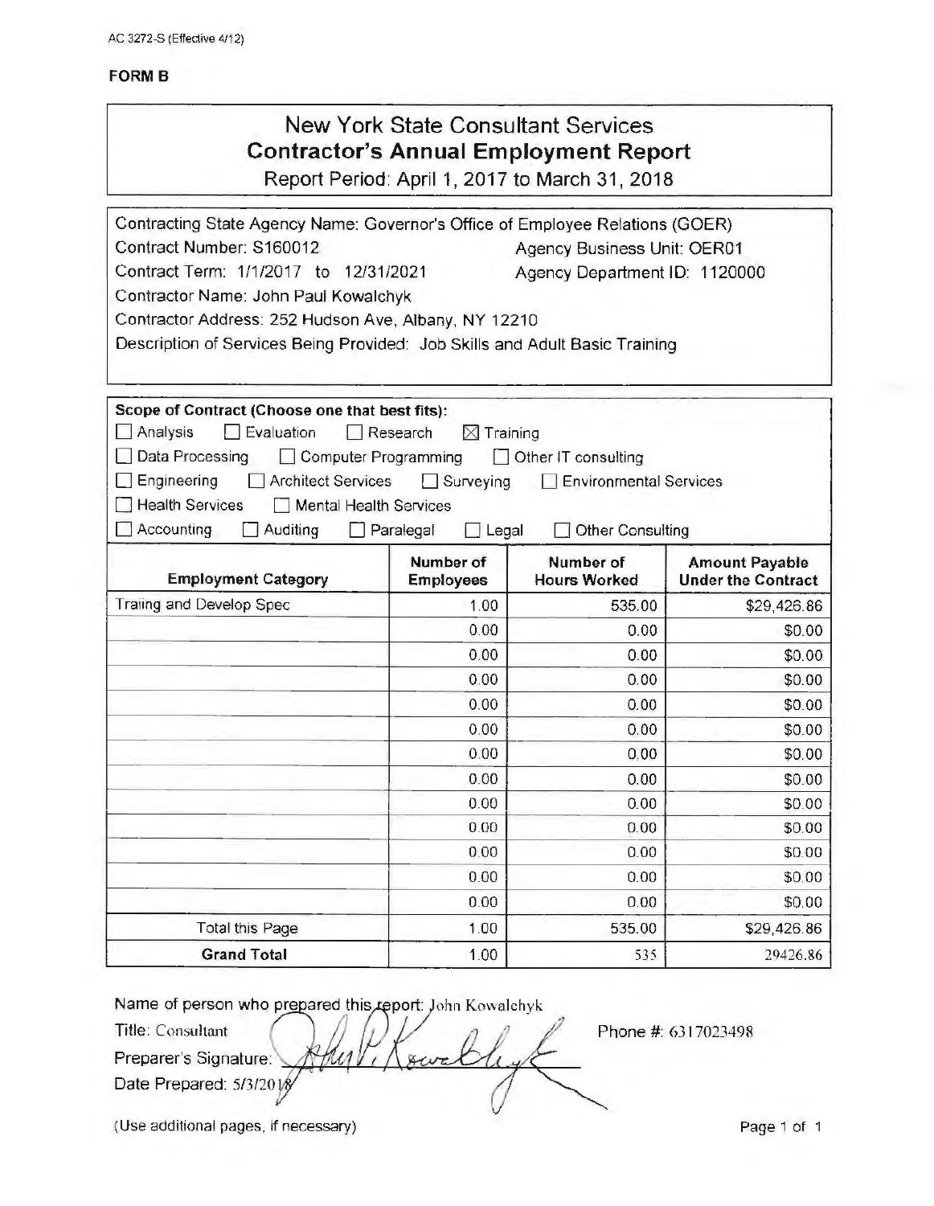AC 3272-S (Effective 4/12)

**FORM B**

# New York State Consultant Services
## Contractor's Annual Employment Report
Report Period: April 1, 2017 to March 31, 2018

Contracting State Agency Name: Governor's Office of Employee Relations (GOER)
Contract Number: S160012 Agency Business Unit: OER01
Contract Term: 1/1/2017 to 12/31/2021 Agency Department ID: 1120000
Contractor Name: John Paul Kowalchyk
Contractor Address: 252 Hudson Ave, Albany, NY 12210
Description of Services Being Provided: Job Skills and Adult Basic Training

**Scope of Contract (Choose one that best fits):**

☐ Analysis ☐ Evaluation ☐ Research ☒ Training
☐ Data Processing ☐ Computer Programming ☐ Other IT consulting
☐ Engineering ☐ Architect Services ☐ Surveying ☐ Environmental Services
☐ Health Services ☐ Mental Health Services
☐ Accounting ☐ Auditing ☐ Paralegal ☐ Legal ☐ Other Consulting

| Employment Category | Number of Employees | Number of Hours Worked | Amount Payable Under the Contract |
|---|---|---|---|
| Traiing and Develop Spec | 1.00 | 535.00 | $29,426.86 |
| | 0.00 | 0.00 | $0.00 |
| | 0.00 | 0.00 | $0.00 |
| | 0.00 | 0.00 | $0.00 |
| | 0.00 | 0.00 | $0.00 |
| | 0.00 | 0.00 | $0.00 |
| | 0.00 | 0.00 | $0.00 |
| | 0.00 | 0.00 | $0.00 |
| | 0.00 | 0.00 | $0.00 |
| | 0.00 | 0.00 | $0.00 |
| | 0.00 | 0.00 | $0.00 |
| | 0.00 | 0.00 | $0.00 |
| | 0.00 | 0.00 | $0.00 |
| Total this Page | 1.00 | 535.00 | $29,426.86 |
| **Grand Total** | 1.00 | 535 | 29426.86 |

Name of person who prepared this report: John Kowalchyk
Title: Consultant
Preparer's Signature: [signature]
Date Prepared: 5/3/2018
Phone #: 6317023498

(Use additional pages, if necessary)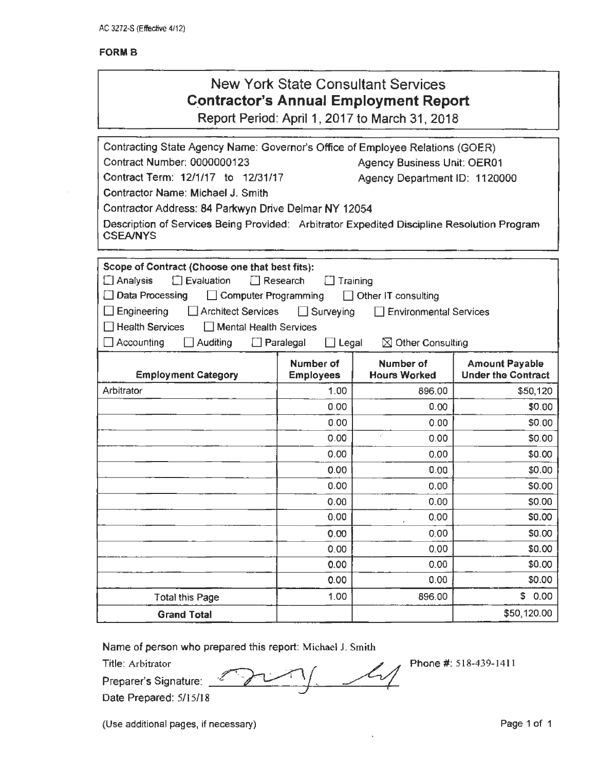AC 3272-S (Effective 4/12)

**FORM B**

# New York State Consultant Services
## Contractor's Annual Employment Report

Report Period: April 1, 2017 to March 31, 2018

Contracting State Agency Name: Governor's Office of Employee Relations (GOER)

Contract Number: 0000000123 Agency Business Unit: OER01

Contract Term: 12/1/17 to 12/31/17 Agency Department ID: 1120000

Contractor Name: Michael J. Smith

Contractor Address: 84 Parkwyn Drive Delmar NY 12054

Description of Services Being Provided: Arbitrator Expedited Discipline Resolution Program CSEA/NYS

**Scope of Contract (Choose one that best fits):**

☐ Analysis ☐ Evaluation ☐ Research ☐ Training

☐ Data Processing ☐ Computer Programming ☐ Other IT consulting

☐ Engineering ☐ Architect Services ☐ Surveying ☐ Environmental Services

☐ Health Services ☐ Mental Health Services

☐ Accounting ☐ Auditing ☐ Paralegal ☐ Legal ☒ Other Consulting

| Employment Category | Number of Employees | Number of Hours Worked | Amount Payable Under the Contract |
|---|---|---|---|
| Arbitrator | 1.00 | 896.00 | $50,120 |
| | 0.00 | 0.00 | $0.00 |
| | 0.00 | 0.00 | $0.00 |
| | 0.00 | 0.00 | $0.00 |
| | 0.00 | 0.00 | $0.00 |
| | 0.00 | 0.00 | $0.00 |
| | 0.00 | 0.00 | $0.00 |
| | 0.00 | 0.00 | $0.00 |
| | 0.00 | 0.00 | $0.00 |
| | 0.00 | 0.00 | $0.00 |
| | 0.00 | 0.00 | $0.00 |
| | 0.00 | 0.00 | $0.00 |
| | 0.00 | 0.00 | $0.00 |
| Total this Page | 1.00 | 896.00 | $ 0.00 |
| **Grand Total** | | | $50,120.00 |

Name of person who prepared this report: Michael J. Smith

Title: Arbitrator Phone #: 518-439-1411

Preparer's Signature: [signature]

Date Prepared: 5/15/18

(Use additional pages, if necessary)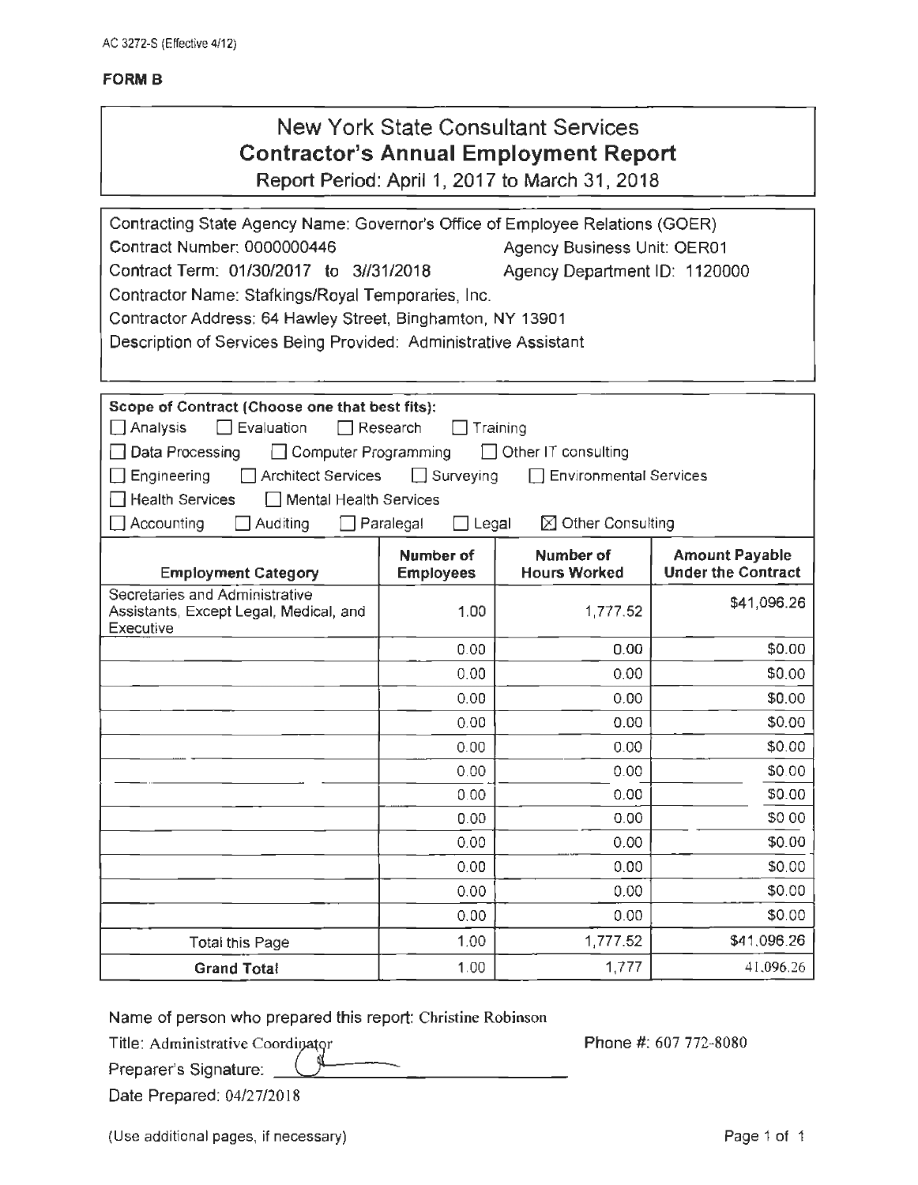AC 3272-S (Effective 4/12)

**FORM B**

# New York State Consultant Services
## Contractor's Annual Employment Report
Report Period: April 1, 2017 to March 31, 2018

Contracting State Agency Name: Governor's Office of Employee Relations (GOER)
Contract Number: 0000000446 Agency Business Unit: OER01
Contract Term: 01/30/2017 to 3//31/2018 Agency Department ID: 1120000
Contractor Name: Stafkings/Royal Temporaries, Inc.
Contractor Address: 64 Hawley Street, Binghamton, NY 13901
Description of Services Being Provided: Administrative Assistant

**Scope of Contract (Choose one that best fits):**
☐ Analysis ☐ Evaluation ☐ Research ☐ Training
☐ Data Processing ☐ Computer Programming ☐ Other IT consulting
☐ Engineering ☐ Architect Services ☐ Surveying ☐ Environmental Services
☐ Health Services ☐ Mental Health Services
☐ Accounting ☐ Auditing ☐ Paralegal ☐ Legal ☒ Other Consulting

| Employment Category | Number of Employees | Number of Hours Worked | Amount Payable Under the Contract |
|---|---|---|---|
| Secretaries and Administrative Assistants, Except Legal, Medical, and Executive | 1.00 | 1,777.52 | $41,096.26 |
| | 0.00 | 0.00 | $0.00 |
| | 0.00 | 0.00 | $0.00 |
| | 0.00 | 0.00 | $0.00 |
| | 0.00 | 0.00 | $0.00 |
| | 0.00 | 0.00 | $0.00 |
| | 0.00 | 0.00 | $0.00 |
| | 0.00 | 0.00 | $0.00 |
| | 0.00 | 0.00 | $0.00 |
| | 0.00 | 0.00 | $0.00 |
| | 0.00 | 0.00 | $0.00 |
| | 0.00 | 0.00 | $0.00 |
| | 0.00 | 0.00 | $0.00 |
| Total this Page | 1.00 | 1,777.52 | $41,096.26 |
| **Grand Total** | 1.00 | 1,777 | 41,096.26 |

Name of person who prepared this report: Christine Robinson
Title: Administrative Coordinator Phone #: 607 772-8080
Preparer's Signature: ____________
Date Prepared: 04/27/2018

(Use additional pages, if necessary)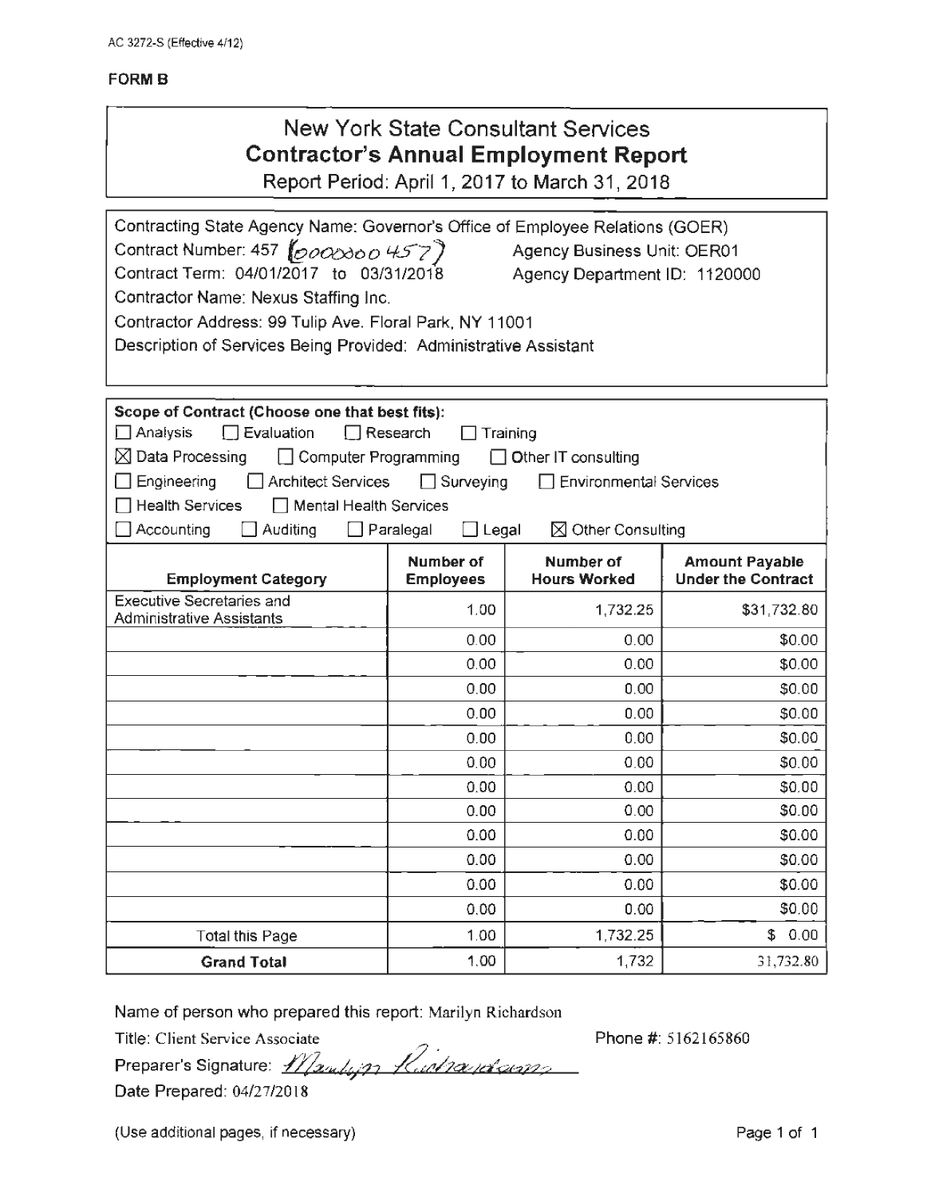AC 3272-S (Effective 4/12)

**FORM B**

# New York State Consultant Services
## Contractor's Annual Employment Report
Report Period: April 1, 2017 to March 31, 2018

Contracting State Agency Name: Governor's Office of Employee Relations (GOER)
Contract Number: 457 (0000000457) Agency Business Unit: OER01
Contract Term: 04/01/2017 to 03/31/2018 Agency Department ID: 1120000
Contractor Name: Nexus Staffing Inc.
Contractor Address: 99 Tulip Ave. Floral Park, NY 11001
Description of Services Being Provided: Administrative Assistant

**Scope of Contract (Choose one that best fits):**

- ☐ Analysis ☐ Evaluation ☐ Research ☐ Training
- ☒ Data Processing ☐ Computer Programming ☐ Other IT consulting
- ☐ Engineering ☐ Architect Services ☐ Surveying ☐ Environmental Services
- ☐ Health Services ☐ Mental Health Services
- ☐ Accounting ☐ Auditing ☐ Paralegal ☐ Legal ☒ Other Consulting

| Employment Category | Number of Employees | Number of Hours Worked | Amount Payable Under the Contract |
|---|---|---|---|
| Executive Secretaries and Administrative Assistants | 1.00 | 1,732.25 | $31,732.80 |
| | 0.00 | 0.00 | $0.00 |
| | 0.00 | 0.00 | $0.00 |
| | 0.00 | 0.00 | $0.00 |
| | 0.00 | 0.00 | $0.00 |
| | 0.00 | 0.00 | $0.00 |
| | 0.00 | 0.00 | $0.00 |
| | 0.00 | 0.00 | $0.00 |
| | 0.00 | 0.00 | $0.00 |
| | 0.00 | 0.00 | $0.00 |
| | 0.00 | 0.00 | $0.00 |
| | 0.00 | 0.00 | $0.00 |
| | 0.00 | 0.00 | $0.00 |
| Total this Page | 1.00 | 1,732.25 | $ 0.00 |
| **Grand Total** | 1.00 | 1,732 | 31,732.80 |

Name of person who prepared this report: Marilyn Richardson
Title: Client Service Associate Phone #: 5162165860
Preparer's Signature: Marilyn Richardson
Date Prepared: 04/27/2018

(Use additional pages, if necessary)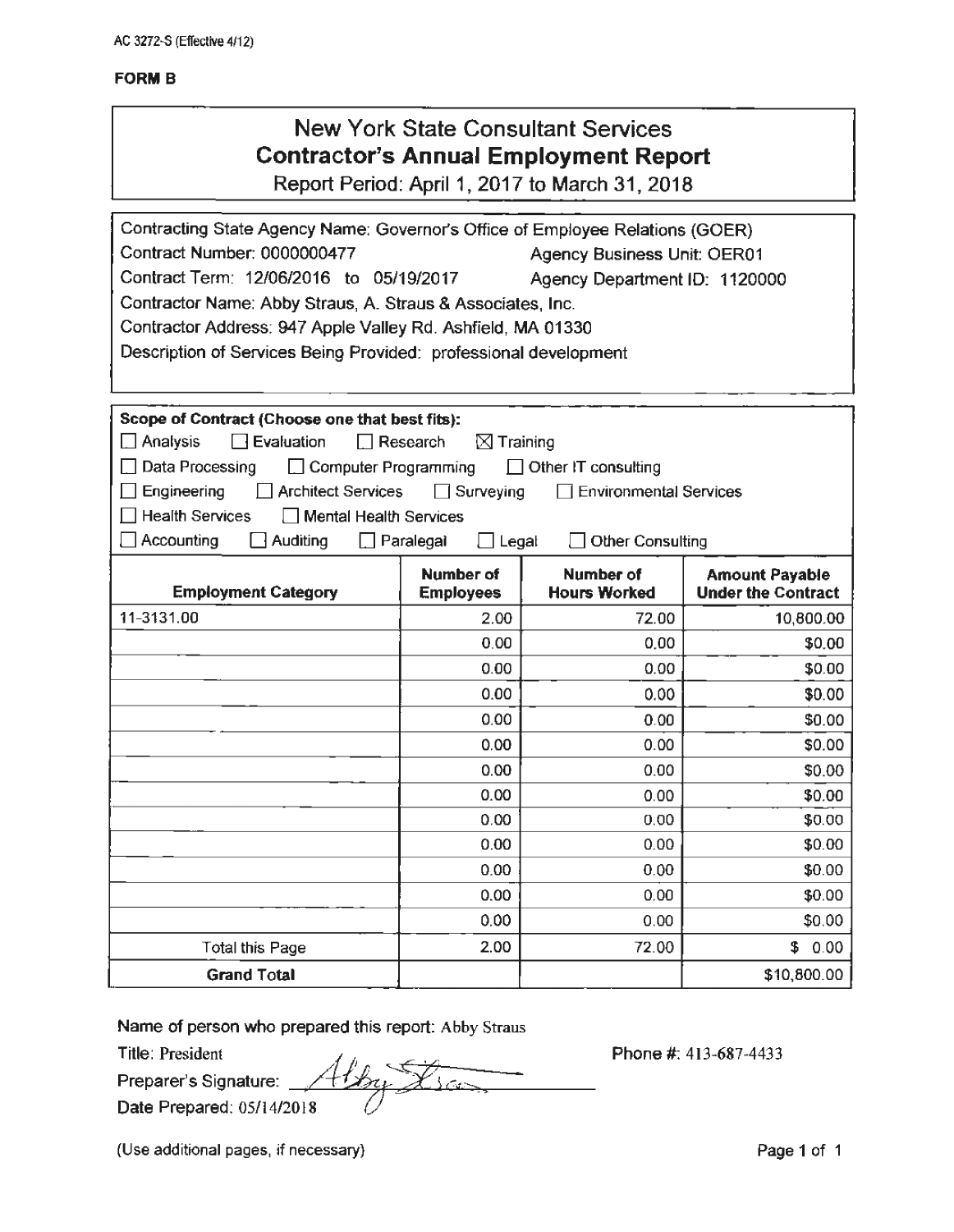AC 3272-S (Effective 4/12)

**FORM B**

# New York State Consultant Services
## Contractor's Annual Employment Report

Report Period: April 1, 2017 to March 31, 2018

Contracting State Agency Name: Governor's Office of Employee Relations (GOER)
Contract Number: 0000000477 Agency Business Unit: OER01
Contract Term: 12/06/2016 to 05/19/2017 Agency Department ID: 1120000
Contractor Name: Abby Straus, A. Straus & Associates, Inc.
Contractor Address: 947 Apple Valley Rd. Ashfield, MA 01330
Description of Services Being Provided: professional development

**Scope of Contract (Choose one that best fits):**

☐ Analysis ☐ Evaluation ☐ Research ☒ Training
☐ Data Processing ☐ Computer Programming ☐ Other IT consulting
☐ Engineering ☐ Architect Services ☐ Surveying ☐ Environmental Services
☐ Health Services ☐ Mental Health Services
☐ Accounting ☐ Auditing ☐ Paralegal ☐ Legal ☐ Other Consulting

| Employment Category | Number of Employees | Number of Hours Worked | Amount Payable Under the Contract |
|---|---|---|---|
| 11-3131.00 | 2.00 | 72.00 | 10,800.00 |
| | 0.00 | 0.00 | $0.00 |
| | 0.00 | 0.00 | $0.00 |
| | 0.00 | 0.00 | $0.00 |
| | 0.00 | 0.00 | $0.00 |
| | 0.00 | 0.00 | $0.00 |
| | 0.00 | 0.00 | $0.00 |
| | 0.00 | 0.00 | $0.00 |
| | 0.00 | 0.00 | $0.00 |
| | 0.00 | 0.00 | $0.00 |
| | 0.00 | 0.00 | $0.00 |
| | 0.00 | 0.00 | $0.00 |
| | 0.00 | 0.00 | $0.00 |
| Total this Page | 2.00 | 72.00 | $ 0.00 |
| **Grand Total** | | | $10,800.00 |

Name of person who prepared this report: Abby Straus
Title: President
Preparer's Signature: Abby Straus
Date Prepared: 05/14/2018
Phone #: 413-687-4433

(Use additional pages, if necessary)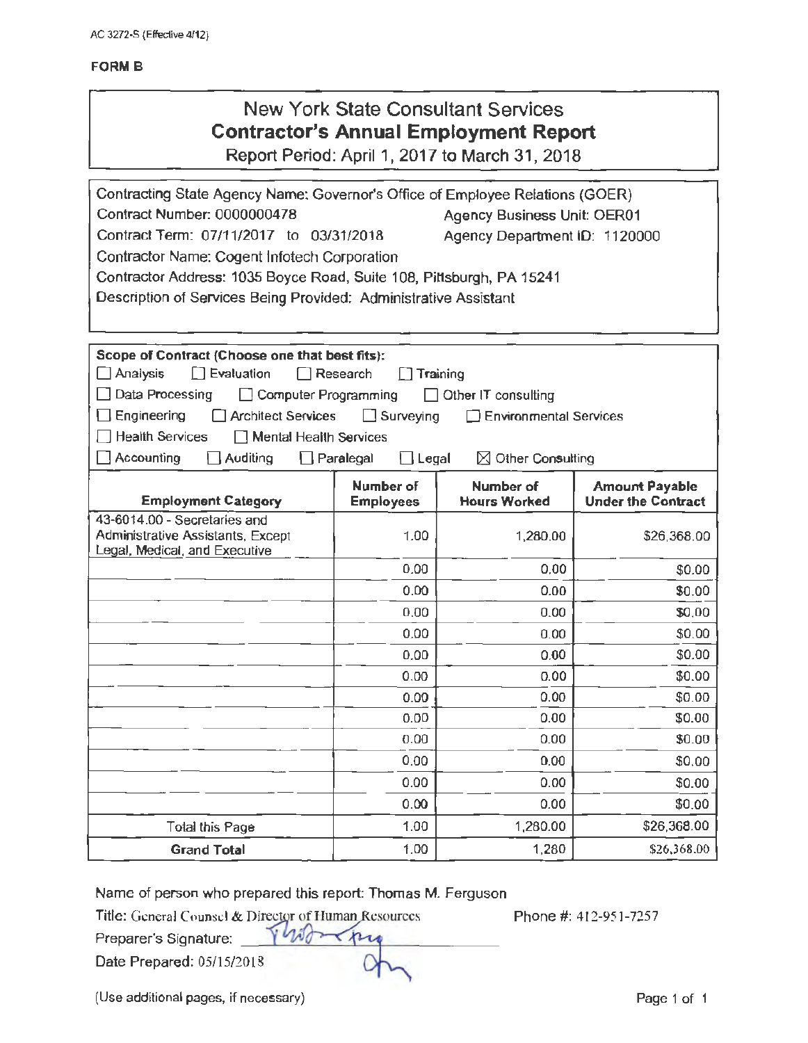AC 3272-S (Effective 4/12)

**FORM B**

# New York State Consultant Services
## Contractor's Annual Employment Report
Report Period: April 1, 2017 to March 31, 2018

Contracting State Agency Name: Governor's Office of Employee Relations (GOER)
Contract Number: 0000000478 Agency Business Unit: OER01
Contract Term: 07/11/2017 to 03/31/2018 Agency Department ID: 1120000
Contractor Name: Cogent Infotech Corporation
Contractor Address: 1035 Boyce Road, Suite 108, Pittsburgh, PA 15241
Description of Services Being Provided: Administrative Assistant

**Scope of Contract (Choose one that best fits):**

☐ Analysis ☐ Evaluation ☐ Research ☐ Training
☐ Data Processing ☐ Computer Programming ☐ Other IT consulting
☐ Engineering ☐ Architect Services ☐ Surveying ☐ Environmental Services
☐ Health Services ☐ Mental Health Services
☐ Accounting ☐ Auditing ☐ Paralegal ☐ Legal ☒ Other Consulting

| Employment Category | Number of Employees | Number of Hours Worked | Amount Payable Under the Contract |
|---|---|---|---|
| 43-6014.00 - Secretaries and Administrative Assistants, Except Legal, Medical, and Executive | 1.00 | 1,280.00 | $26,368.00 |
| | 0.00 | 0.00 | $0.00 |
| | 0.00 | 0.00 | $0.00 |
| | 0.00 | 0.00 | $0.00 |
| | 0.00 | 0.00 | $0.00 |
| | 0.00 | 0.00 | $0.00 |
| | 0.00 | 0.00 | $0.00 |
| | 0.00 | 0.00 | $0.00 |
| | 0.00 | 0.00 | $0.00 |
| | 0.00 | 0.00 | $0.00 |
| | 0.00 | 0.00 | $0.00 |
| | 0.00 | 0.00 | $0.00 |
| | 0.00 | 0.00 | $0.00 |
| Total this Page | 1.00 | 1,280.00 | $26,368.00 |
| **Grand Total** | 1.00 | 1,280 | $26,368.00 |

Name of person who prepared this report: Thomas M. Ferguson
Title: General Counsel & Director of Human Resources Phone #: 412-951-7257
Preparer's Signature: [signature]
Date Prepared: 05/15/2018

(Use additional pages, if necessary)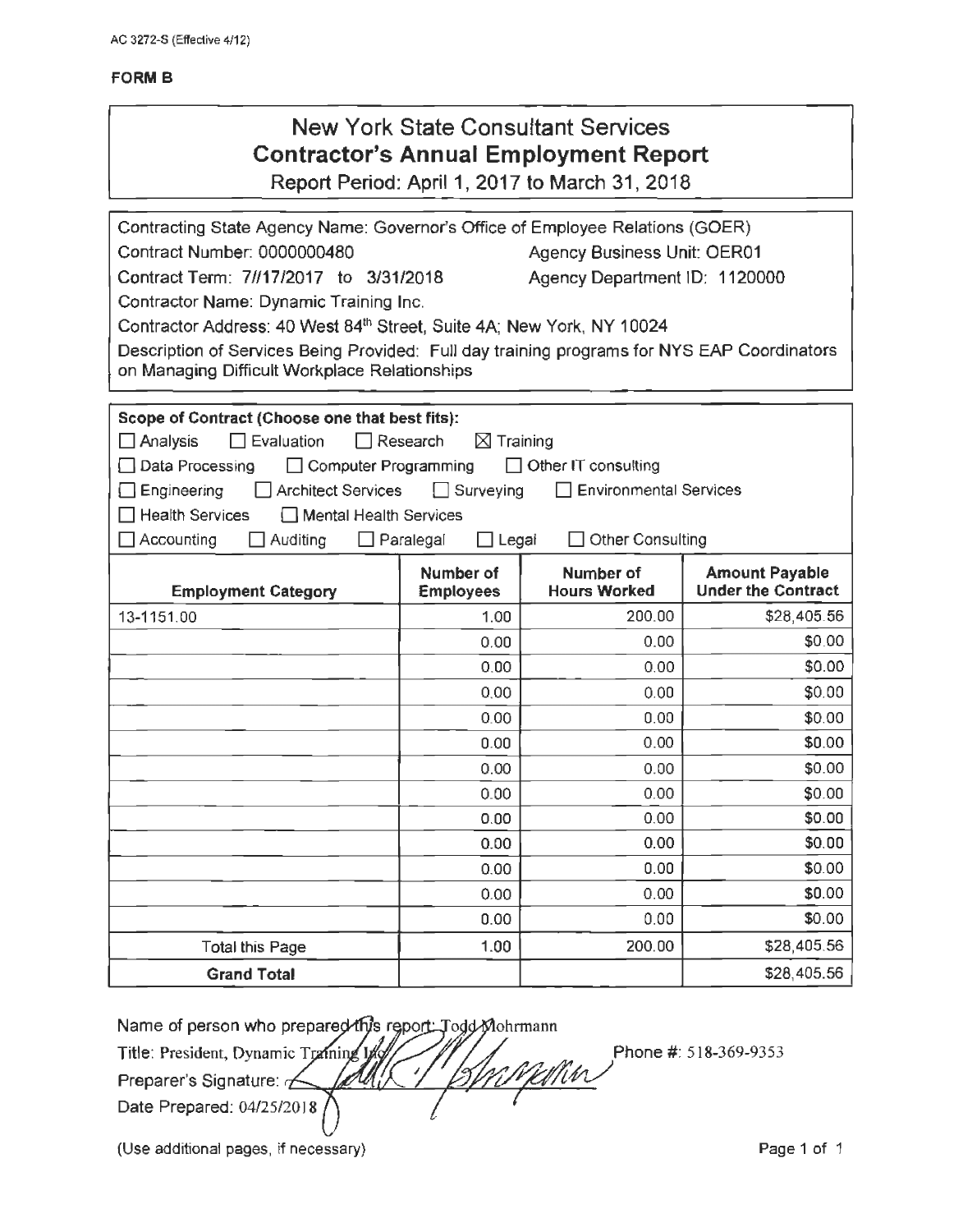AC 3272-S (Effective 4/12)

**FORM B**

# New York State Consultant Services
## Contractor's Annual Employment Report
Report Period: April 1, 2017 to March 31, 2018

Contracting State Agency Name: Governor's Office of Employee Relations (GOER)
Contract Number: 0000000480 Agency Business Unit: OER01
Contract Term: 7//17/2017 to 3/31/2018 Agency Department ID: 1120000
Contractor Name: Dynamic Training Inc.
Contractor Address: 40 West 84th Street, Suite 4A; New York, NY 10024
Description of Services Being Provided: Full day training programs for NYS EAP Coordinators on Managing Difficult Workplace Relationships

**Scope of Contract (Choose one that best fits):**

☐ Analysis ☐ Evaluation ☐ Research ☒ Training
☐ Data Processing ☐ Computer Programming ☐ Other IT consulting
☐ Engineering ☐ Architect Services ☐ Surveying ☐ Environmental Services
☐ Health Services ☐ Mental Health Services
☐ Accounting ☐ Auditing ☐ Paralegal ☐ Legal ☐ Other Consulting

| Employment Category | Number of Employees | Number of Hours Worked | Amount Payable Under the Contract |
|---|---|---|---|
| 13-1151.00 | 1.00 | 200.00 | $28,405.56 |
| | 0.00 | 0.00 | $0.00 |
| | 0.00 | 0.00 | $0.00 |
| | 0.00 | 0.00 | $0.00 |
| | 0.00 | 0.00 | $0.00 |
| | 0.00 | 0.00 | $0.00 |
| | 0.00 | 0.00 | $0.00 |
| | 0.00 | 0.00 | $0.00 |
| | 0.00 | 0.00 | $0.00 |
| | 0.00 | 0.00 | $0.00 |
| | 0.00 | 0.00 | $0.00 |
| | 0.00 | 0.00 | $0.00 |
| | 0.00 | 0.00 | $0.00 |
| Total this Page | 1.00 | 200.00 | $28,405.56 |
| **Grand Total** | | | $28,405.56 |

Name of person who prepared this report: Todd Mohrmann
Title: President, Dynamic Training Inc Phone #: 518-369-9353
Preparer's Signature:
Date Prepared: 04/25/2018

(Use additional pages, if necessary)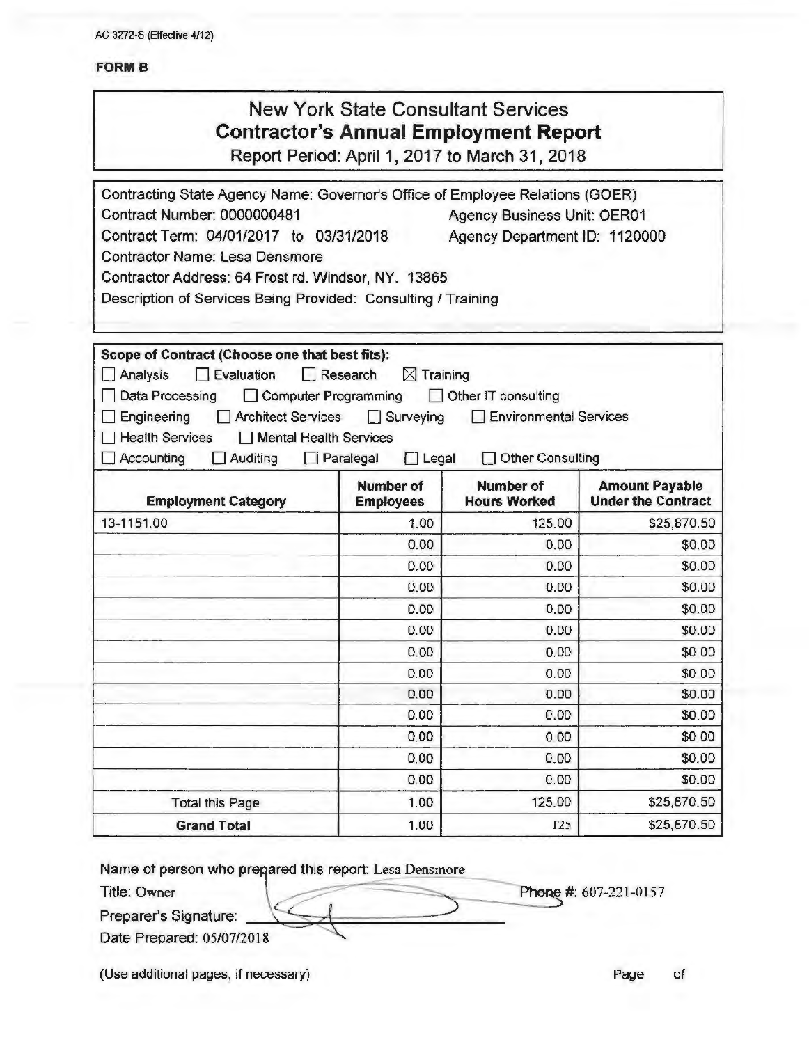AC 3272-S (Effective 4/12)

**FORM B**

# New York State Consultant Services
## Contractor's Annual Employment Report
Report Period: April 1, 2017 to March 31, 2018

Contracting State Agency Name: Governor's Office of Employee Relations (GOER)
Contract Number: 0000000481 Agency Business Unit: OER01
Contract Term: 04/01/2017 to 03/31/2018 Agency Department ID: 1120000
Contractor Name: Lesa Densmore
Contractor Address: 64 Frost rd. Windsor, NY. 13865
Description of Services Being Provided: Consulting / Training

**Scope of Contract (Choose one that best fits):**
☐ Analysis ☐ Evaluation ☐ Research ☒ Training
☐ Data Processing ☐ Computer Programming ☐ Other IT consulting
☐ Engineering ☐ Architect Services ☐ Surveying ☐ Environmental Services
☐ Health Services ☐ Mental Health Services
☐ Accounting ☐ Auditing ☐ Paralegal ☐ Legal ☐ Other Consulting

| Employment Category | Number of Employees | Number of Hours Worked | Amount Payable Under the Contract |
|---|---|---|---|
| 13-1151.00 | 1.00 | 125.00 | $25,870.50 |
| | 0.00 | 0.00 | $0.00 |
| | 0.00 | 0.00 | $0.00 |
| | 0.00 | 0.00 | $0.00 |
| | 0.00 | 0.00 | $0.00 |
| | 0.00 | 0.00 | $0.00 |
| | 0.00 | 0.00 | $0.00 |
| | 0.00 | 0.00 | $0.00 |
| | 0.00 | 0.00 | $0.00 |
| | 0.00 | 0.00 | $0.00 |
| | 0.00 | 0.00 | $0.00 |
| | 0.00 | 0.00 | $0.00 |
| | 0.00 | 0.00 | $0.00 |
| Total this Page | 1.00 | 125.00 | $25,870.50 |
| **Grand Total** | 1.00 | 125 | $25,870.50 |

Name of person who prepared this report: Lesa Densmore
Title: Owner Phone #: 607-221-0157
Preparer's Signature:
Date Prepared: 05/07/2018

(Use additional pages, if necessary) Page of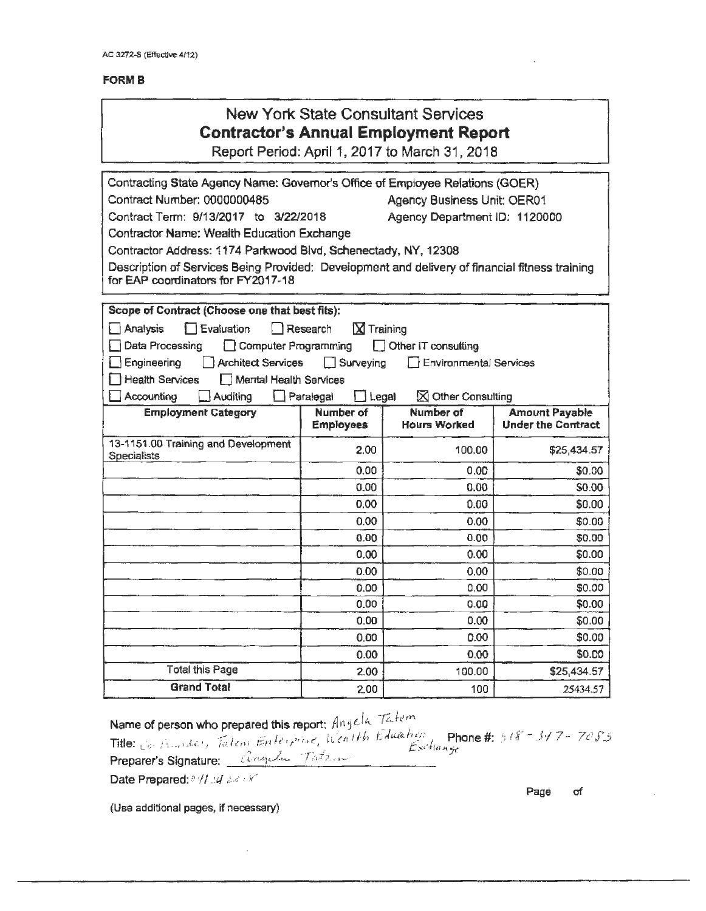AC 3272-S (Effective 4/12)

**FORM B**

# New York State Consultant Services
## Contractor's Annual Employment Report

Report Period: April 1, 2017 to March 31, 2018

Contracting State Agency Name: Governor's Office of Employee Relations (GOER)
Contract Number: 0000000485 Agency Business Unit: OER01
Contract Term: 9/13/2017 to 3/22/2018 Agency Department ID: 1120000
Contractor Name: Wealth Education Exchange
Contractor Address: 1174 Parkwood Blvd, Schenectady, NY, 12308
Description of Services Being Provided: Development and delivery of financial fitness training for EAP coordinators for FY2017-18

**Scope of Contract (Choose one that best fits):**

☐ Analysis ☐ Evaluation ☐ Research ☒ Training
☐ Data Processing ☐ Computer Programming ☐ Other IT consulting
☐ Engineering ☐ Architect Services ☐ Surveying ☐ Environmental Services
☐ Health Services ☐ Mental Health Services
☐ Accounting ☐ Auditing ☐ Paralegal ☐ Legal ☒ Other Consulting

| Employment Category | Number of Employees | Number of Hours Worked | Amount Payable Under the Contract |
|---|---|---|---|
| 13-1151.00 Training and Development Specialists | 2.00 | 100.00 | $25,434.57 |
| | 0.00 | 0.00 | $0.00 |
| | 0.00 | 0.00 | $0.00 |
| | 0.00 | 0.00 | $0.00 |
| | 0.00 | 0.00 | $0.00 |
| | 0.00 | 0.00 | $0.00 |
| | 0.00 | 0.00 | $0.00 |
| | 0.00 | 0.00 | $0.00 |
| | 0.00 | 0.00 | $0.00 |
| | 0.00 | 0.00 | $0.00 |
| | 0.00 | 0.00 | $0.00 |
| | 0.00 | 0.00 | $0.00 |
| | 0.00 | 0.00 | $0.00 |
| Total this Page | 2.00 | 100.00 | $25,434.57 |
| **Grand Total** | 2.00 | 100 | 25434.57 |

Name of person who prepared this report: Angela Tatem
Title: Co-Founder, Tatem Enterprise, Wealth Education Exchange Phone #: 518-347-7085
Preparer's Signature: Angela Tatem
Date Prepared: 4/1 24 2018

Page of

(Use additional pages, if necessary)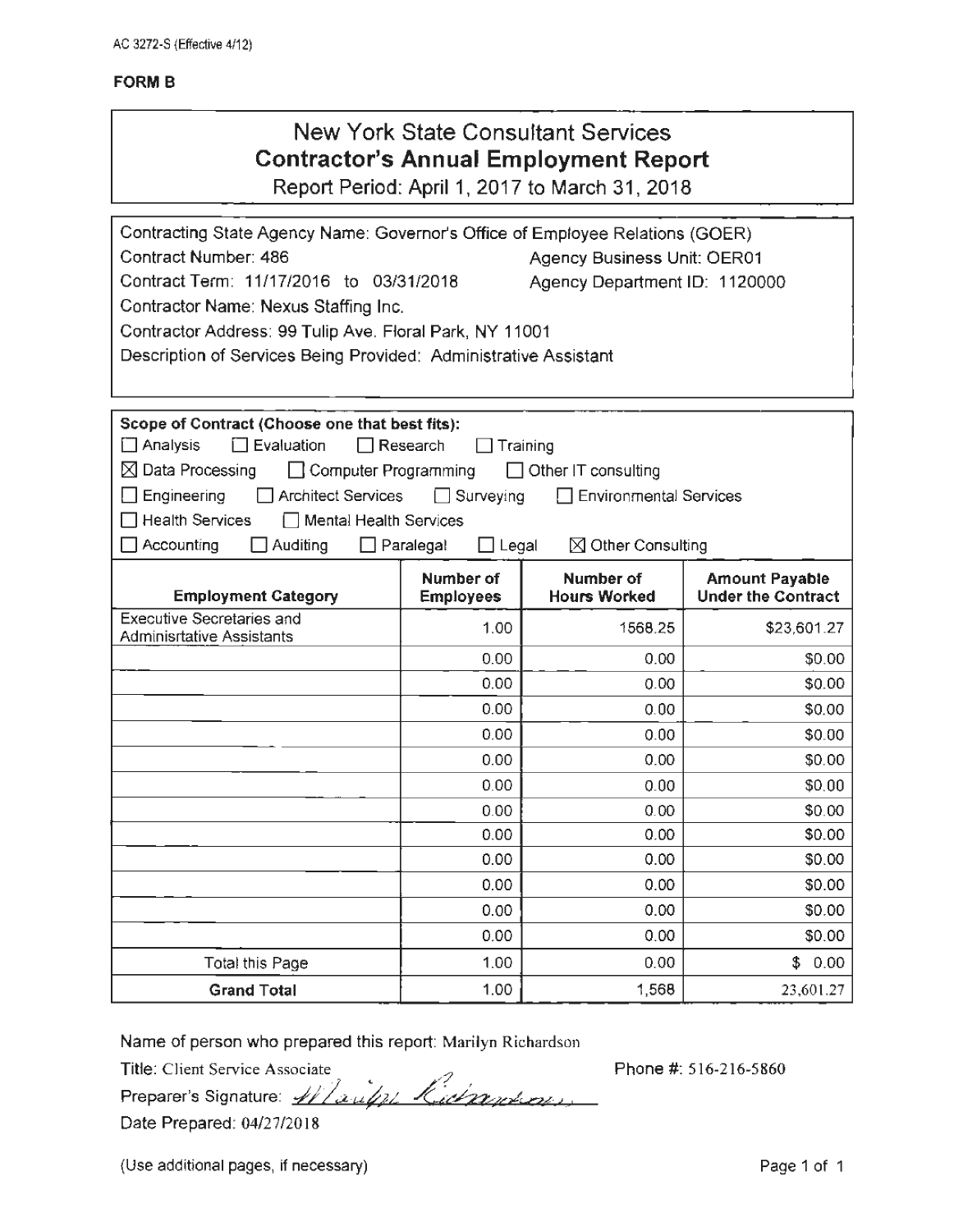AC 3272-S (Effective 4/12)

**FORM B**

# New York State Consultant Services
## Contractor's Annual Employment Report

Report Period: April 1, 2017 to March 31, 2018

Contracting State Agency Name: Governor's Office of Employee Relations (GOER)
Contract Number: 486 Agency Business Unit: OER01
Contract Term: 11/17/2016 to 03/31/2018 Agency Department ID: 1120000
Contractor Name: Nexus Staffing Inc.
Contractor Address: 99 Tulip Ave. Floral Park, NY 11001
Description of Services Being Provided: Administrative Assistant

**Scope of Contract (Choose one that best fits):**

☐ Analysis ☐ Evaluation ☐ Research ☐ Training
☒ Data Processing ☐ Computer Programming ☐ Other IT consulting
☐ Engineering ☐ Architect Services ☐ Surveying ☐ Environmental Services
☐ Health Services ☐ Mental Health Services
☐ Accounting ☐ Auditing ☐ Paralegal ☐ Legal ☒ Other Consulting

| Employment Category | Number of Employees | Number of Hours Worked | Amount Payable Under the Contract |
|---|---|---|---|
| Executive Secretaries and Adminisrtative Assistants | 1.00 | 1568.25 | $23,601.27 |
| | 0.00 | 0.00 | $0.00 |
| | 0.00 | 0.00 | $0.00 |
| | 0.00 | 0.00 | $0.00 |
| | 0.00 | 0.00 | $0.00 |
| | 0.00 | 0.00 | $0.00 |
| | 0.00 | 0.00 | $0.00 |
| | 0.00 | 0.00 | $0.00 |
| | 0.00 | 0.00 | $0.00 |
| | 0.00 | 0.00 | $0.00 |
| | 0.00 | 0.00 | $0.00 |
| | 0.00 | 0.00 | $0.00 |
| | 0.00 | 0.00 | $0.00 |
| Total this Page | 1.00 | 0.00 | $ 0.00 |
| **Grand Total** | 1.00 | 1,568 | 23,601.27 |

Name of person who prepared this report: Marilyn Richardson

Title: Client Service Associate Phone #: 516-216-5860

Preparer's Signature: Marilyn Richardson

Date Prepared: 04/27/2018

(Use additional pages, if necessary)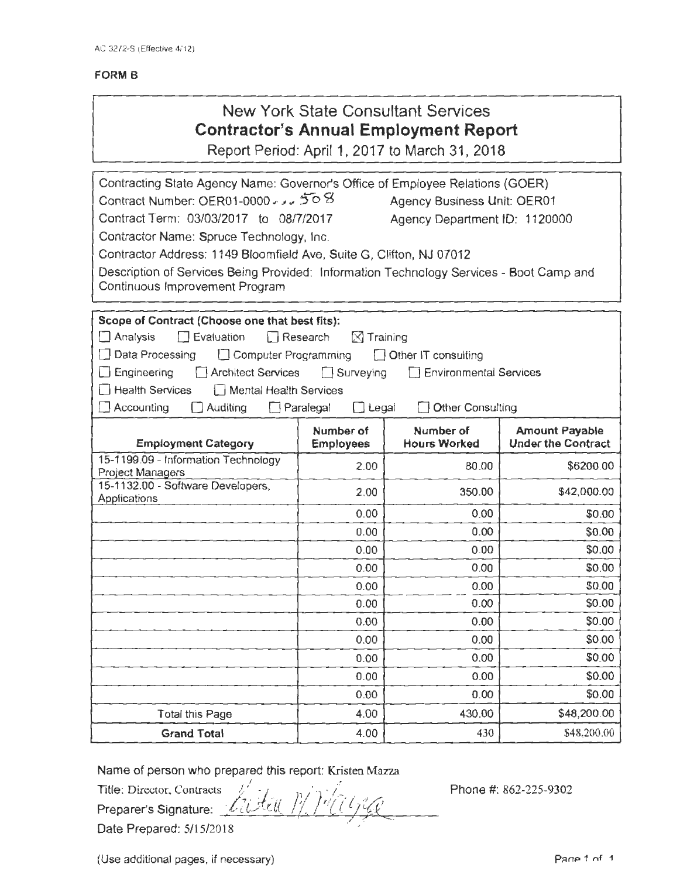AC 3272-S (Effective 4/12)

**FORM B**

## New York State Consultant Services
## Contractor's Annual Employment Report

Report Period: April 1, 2017 to March 31, 2018

Contracting State Agency Name: Governor's Office of Employee Relations (GOER)

Contract Number: OER01-0000...508 Agency Business Unit: OER01

Contract Term: 03/03/2017 to 08/7/2017 Agency Department ID: 1120000

Contractor Name: Spruce Technology, Inc.

Contractor Address: 1149 Bloomfield Ave, Suite G, Clifton, NJ 07012

Description of Services Being Provided: Information Technology Services - Boot Camp and Continuous Improvement Program

**Scope of Contract (Choose one that best fits):**

- ☐ Analysis ☐ Evaluation ☐ Research ☒ Training
- ☐ Data Processing ☐ Computer Programming ☐ Other IT consulting
- ☐ Engineering ☐ Architect Services ☐ Surveying ☐ Environmental Services
- ☐ Health Services ☐ Mental Health Services
- ☐ Accounting ☐ Auditing ☐ Paralegal ☐ Legal ☐ Other Consulting

| Employment Category | Number of Employees | Number of Hours Worked | Amount Payable Under the Contract |
|---|---|---|---|
| 15-1199.09 - Information Technology Project Managers | 2.00 | 80.00 | $6200.00 |
| 15-1132.00 - Software Developers, Applications | 2.00 | 350.00 | $42,000.00 |
| | 0.00 | 0.00 | $0.00 |
| | 0.00 | 0.00 | $0.00 |
| | 0.00 | 0.00 | $0.00 |
| | 0.00 | 0.00 | $0.00 |
| | 0.00 | 0.00 | $0.00 |
| | 0.00 | 0.00 | $0.00 |
| | 0.00 | 0.00 | $0.00 |
| | 0.00 | 0.00 | $0.00 |
| | 0.00 | 0.00 | $0.00 |
| | 0.00 | 0.00 | $0.00 |
| | 0.00 | 0.00 | $0.00 |
| Total this Page | 4.00 | 430.00 | $48,200.00 |
| **Grand Total** | 4.00 | 430 | $48,200.00 |

Name of person who prepared this report: Kristen Mazza

Title: Director, Contracts

Preparer's Signature: Kristen M. Mazza

Phone #: 862-225-9302

Date Prepared: 5/15/2018

(Use additional pages, if necessary)